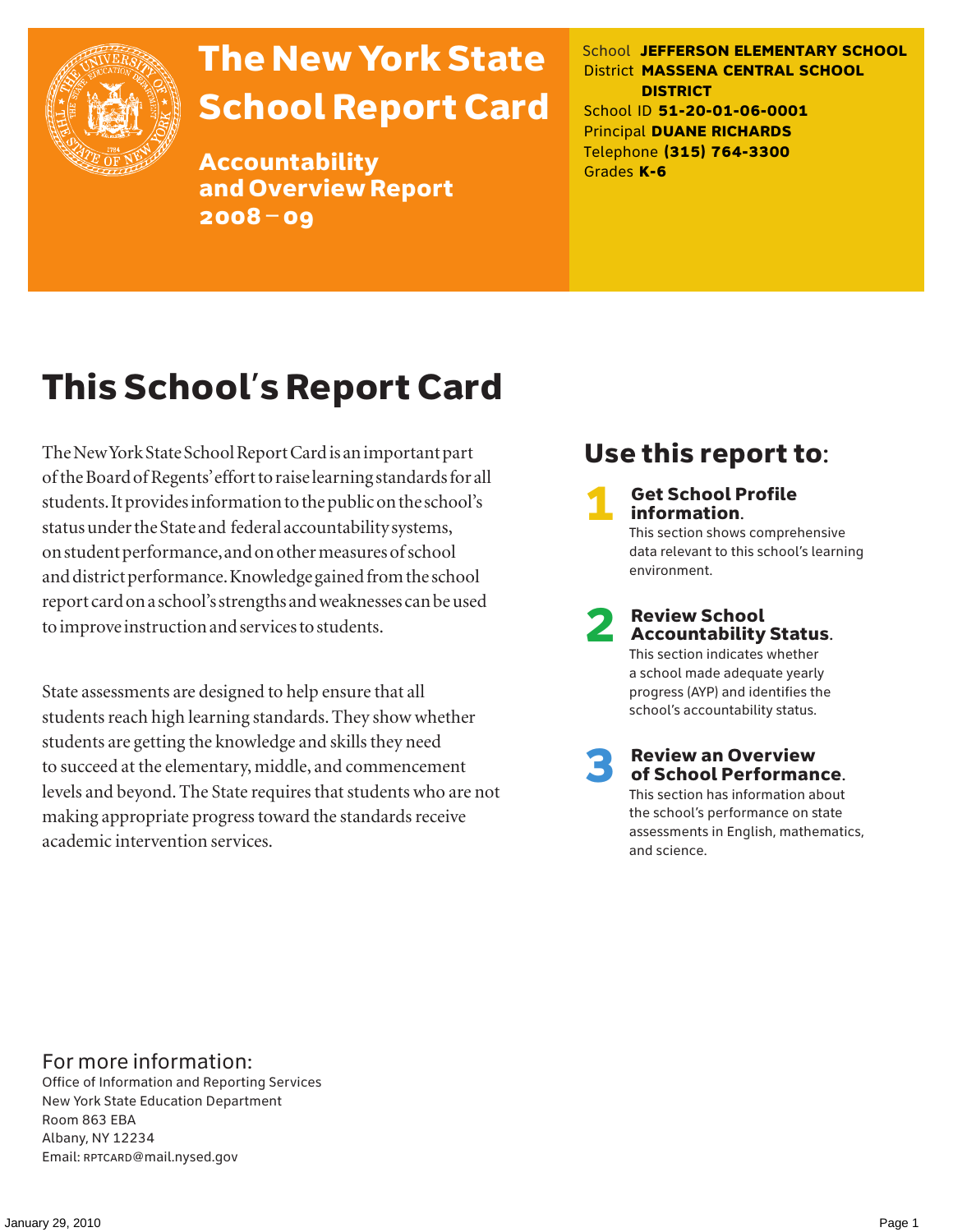# The New York State School Report Card

## Accountability and Overview Report 2008 – 09

School **JEFFERSON ELEMENTARY SCHOOL**
District **MASSENA CENTRAL SCHOOL DISTRICT**
School ID **51-20-01-06-0001**
Principal **DUANE RICHARDS**
Telephone **(315) 764-3300**
Grades **K-6**

# This School's Report Card

The New York State School Report Card is an important part of the Board of Regents' effort to raise learning standards for all students. It provides information to the public on the school's status under the State and federal accountability systems, on student performance, and on other measures of school and district performance. Knowledge gained from the school report card on a school's strengths and weaknesses can be used to improve instruction and services to students.

State assessments are designed to help ensure that all students reach high learning standards. They show whether students are getting the knowledge and skills they need to succeed at the elementary, middle, and commencement levels and beyond. The State requires that students who are not making appropriate progress toward the standards receive academic intervention services.

## Use this report to:

**1 Get School Profile information.**
This section shows comprehensive data relevant to this school's learning environment.

**2 Review School Accountability Status.**
This section indicates whether a school made adequate yearly progress (AYP) and identifies the school's accountability status.

**3 Review an Overview of School Performance.**
This section has information about the school's performance on state assessments in English, mathematics, and science.

For more information:
Office of Information and Reporting Services
New York State Education Department
Room 863 EBA
Albany, NY 12234
Email: RPTCARD@mail.nysed.gov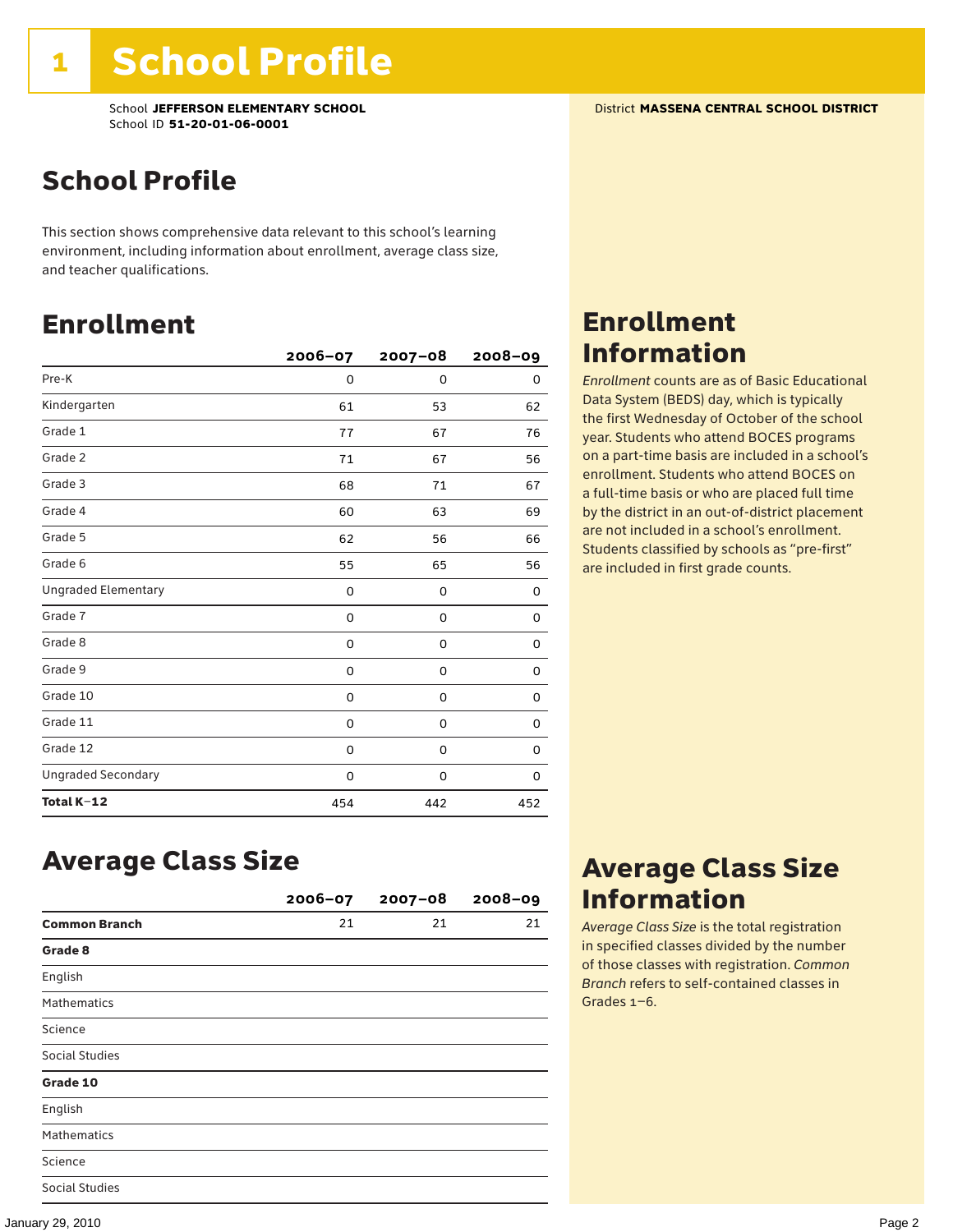# 1 School Profile

School **JEFFERSON ELEMENTARY SCHOOL**
School ID **51-20-01-06-0001**

District **MASSENA CENTRAL SCHOOL DISTRICT**

## School Profile

This section shows comprehensive data relevant to this school's learning environment, including information about enrollment, average class size, and teacher qualifications.

## Enrollment

| | 2006–07 | 2007–08 | 2008–09 |
|---|---|---|---|
| Pre-K | 0 | 0 | 0 |
| Kindergarten | 61 | 53 | 62 |
| Grade 1 | 77 | 67 | 76 |
| Grade 2 | 71 | 67 | 56 |
| Grade 3 | 68 | 71 | 67 |
| Grade 4 | 60 | 63 | 69 |
| Grade 5 | 62 | 56 | 66 |
| Grade 6 | 55 | 65 | 56 |
| Ungraded Elementary | 0 | 0 | 0 |
| Grade 7 | 0 | 0 | 0 |
| Grade 8 | 0 | 0 | 0 |
| Grade 9 | 0 | 0 | 0 |
| Grade 10 | 0 | 0 | 0 |
| Grade 11 | 0 | 0 | 0 |
| Grade 12 | 0 | 0 | 0 |
| Ungraded Secondary | 0 | 0 | 0 |
| **Total K–12** | 454 | 442 | 452 |

## Enrollment Information

*Enrollment* counts are as of Basic Educational Data System (BEDS) day, which is typically the first Wednesday of October of the school year. Students who attend BOCES programs on a part-time basis are included in a school's enrollment. Students who attend BOCES on a full-time basis or who are placed full time by the district in an out-of-district placement are not included in a school's enrollment. Students classified by schools as "pre-first" are included in first grade counts.

## Average Class Size

| | 2006–07 | 2007–08 | 2008–09 |
|---|---|---|---|
| **Common Branch** | 21 | 21 | 21 |
| **Grade 8** | | | |
| English | | | |
| Mathematics | | | |
| Science | | | |
| Social Studies | | | |
| **Grade 10** | | | |
| English | | | |
| Mathematics | | | |
| Science | | | |
| Social Studies | | | |

## Average Class Size Information

*Average Class Size* is the total registration in specified classes divided by the number of those classes with registration. *Common Branch* refers to self-contained classes in Grades 1–6.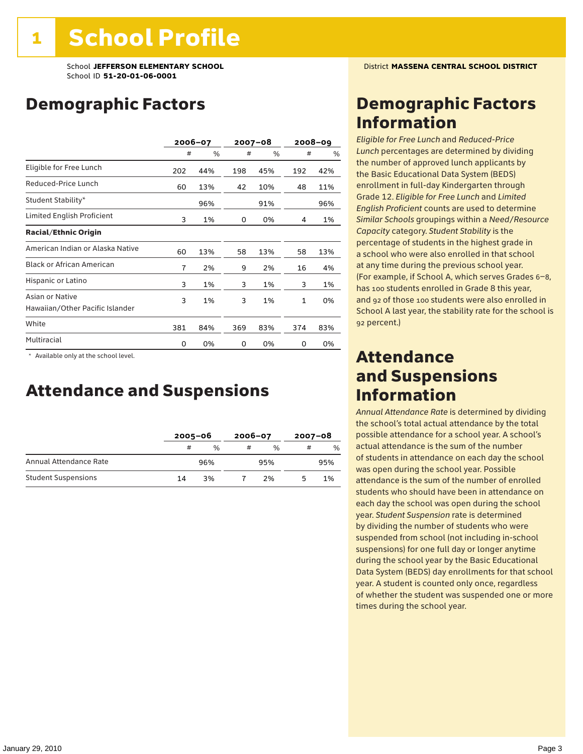# 1 School Profile

School **JEFFERSON ELEMENTARY SCHOOL**
School ID **51-20-01-06-0001**

District **MASSENA CENTRAL SCHOOL DISTRICT**

## Demographic Factors

| | 2006–07 | | 2007–08 | | 2008–09 | |
|---|---|---|---|---|---|---|
| | # | % | # | % | # | % |
| Eligible for Free Lunch | 202 | 44% | 198 | 45% | 192 | 42% |
| Reduced-Price Lunch | 60 | 13% | 42 | 10% | 48 | 11% |
| Student Stability* | | 96% | | 91% | | 96% |
| Limited English Proficient | 3 | 1% | 0 | 0% | 4 | 1% |
| **Racial/Ethnic Origin** | | | | | | |
| American Indian or Alaska Native | 60 | 13% | 58 | 13% | 58 | 13% |
| Black or African American | 7 | 2% | 9 | 2% | 16 | 4% |
| Hispanic or Latino | 3 | 1% | 3 | 1% | 3 | 1% |
| Asian or Native Hawaiian/Other Pacific Islander | 3 | 1% | 3 | 1% | 1 | 0% |
| White | 381 | 84% | 369 | 83% | 374 | 83% |
| Multiracial | 0 | 0% | 0 | 0% | 0 | 0% |

\* Available only at the school level.

## Attendance and Suspensions

| | 2005–06 | | 2006–07 | | 2007–08 | |
|---|---|---|---|---|---|---|
| | # | % | # | % | # | % |
| Annual Attendance Rate | | 96% | | 95% | | 95% |
| Student Suspensions | 14 | 3% | 7 | 2% | 5 | 1% |

## Demographic Factors Information

*Eligible for Free Lunch* and *Reduced-Price Lunch* percentages are determined by dividing the number of approved lunch applicants by the Basic Educational Data System (BEDS) enrollment in full-day Kindergarten through Grade 12. *Eligible for Free Lunch* and *Limited English Proficient* counts are used to determine *Similar Schools* groupings within a *Need/Resource Capacity* category. *Student Stability* is the percentage of students in the highest grade in a school who were also enrolled in that school at any time during the previous school year. (For example, if School A, which serves Grades 6–8, has 100 students enrolled in Grade 8 this year, and 92 of those 100 students were also enrolled in School A last year, the stability rate for the school is 92 percent.)

## Attendance and Suspensions Information

*Annual Attendance Rate* is determined by dividing the school's total actual attendance by the total possible attendance for a school year. A school's actual attendance is the sum of the number of students in attendance on each day the school was open during the school year. Possible attendance is the sum of the number of enrolled students who should have been in attendance on each day the school was open during the school year. *Student Suspension* rate is determined by dividing the number of students who were suspended from school (not including in-school suspensions) for one full day or longer anytime during the school year by the Basic Educational Data System (BEDS) day enrollments for that school year. A student is counted only once, regardless of whether the student was suspended one or more times during the school year.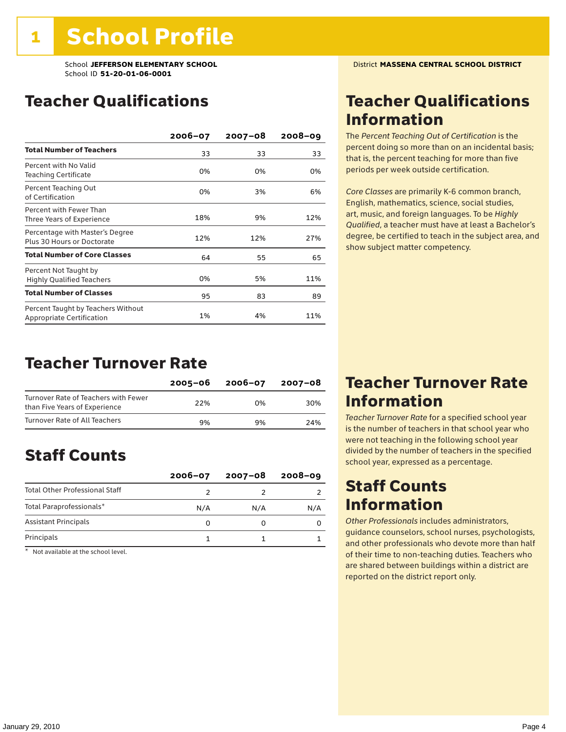# 1 School Profile

School **JEFFERSON ELEMENTARY SCHOOL**
School ID **51-20-01-06-0001**

District **MASSENA CENTRAL SCHOOL DISTRICT**

## Teacher Qualifications

| | 2006–07 | 2007–08 | 2008–09 |
|---|---|---|---|
| **Total Number of Teachers** | 33 | 33 | 33 |
| Percent with No Valid Teaching Certificate | 0% | 0% | 0% |
| Percent Teaching Out of Certification | 0% | 3% | 6% |
| Percent with Fewer Than Three Years of Experience | 18% | 9% | 12% |
| Percentage with Master's Degree Plus 30 Hours or Doctorate | 12% | 12% | 27% |
| **Total Number of Core Classes** | 64 | 55 | 65 |
| Percent Not Taught by Highly Qualified Teachers | 0% | 5% | 11% |
| **Total Number of Classes** | 95 | 83 | 89 |
| Percent Taught by Teachers Without Appropriate Certification | 1% | 4% | 11% |

## Teacher Qualifications Information

The *Percent Teaching Out of Certification* is the percent doing so more than on an incidental basis; that is, the percent teaching for more than five periods per week outside certification.

*Core Classes* are primarily K-6 common branch, English, mathematics, science, social studies, art, music, and foreign languages. To be *Highly Qualified*, a teacher must have at least a Bachelor's degree, be certified to teach in the subject area, and show subject matter competency.

## Teacher Turnover Rate

| | 2005–06 | 2006–07 | 2007–08 |
|---|---|---|---|
| Turnover Rate of Teachers with Fewer than Five Years of Experience | 22% | 0% | 30% |
| Turnover Rate of All Teachers | 9% | 9% | 24% |

## Teacher Turnover Rate Information

*Teacher Turnover Rate* for a specified school year is the number of teachers in that school year who were not teaching in the following school year divided by the number of teachers in the specified school year, expressed as a percentage.

## Staff Counts

| | 2006–07 | 2007–08 | 2008–09 |
|---|---|---|---|
| Total Other Professional Staff | 2 | 2 | 2 |
| Total Paraprofessionals* | N/A | N/A | N/A |
| Assistant Principals | 0 | 0 | 0 |
| Principals | 1 | 1 | 1 |

\* Not available at the school level.

## Staff Counts Information

*Other Professionals* includes administrators, guidance counselors, school nurses, psychologists, and other professionals who devote more than half of their time to non-teaching duties. Teachers who are shared between buildings within a district are reported on the district report only.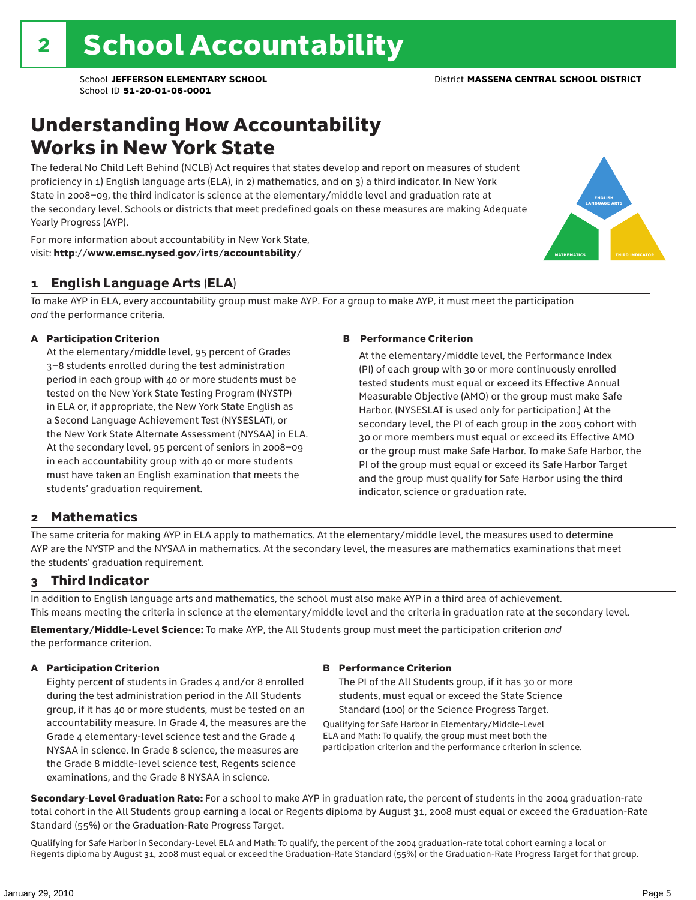# 2 School Accountability

School **JEFFERSON ELEMENTARY SCHOOL** District **MASSENA CENTRAL SCHOOL DISTRICT**
School ID **51-20-01-06-0001**

## Understanding How Accountability Works in New York State

The federal No Child Left Behind (NCLB) Act requires that states develop and report on measures of student proficiency in 1) English language arts (ELA), in 2) mathematics, and on 3) a third indicator. In New York State in 2008–09, the third indicator is science at the elementary/middle level and graduation rate at the secondary level. Schools or districts that meet predefined goals on these measures are making Adequate Yearly Progress (AYP).

For more information about accountability in New York State, visit: **http://www.emsc.nysed.gov/irts/accountability/**

ENGLISH LANGUAGE ARTS
MATHEMATICS
THIRD INDICATOR

### 1 English Language Arts (ELA)

To make AYP in ELA, every accountability group must make AYP. For a group to make AYP, it must meet the participation *and* the performance criteria.

**A Participation Criterion**

At the elementary/middle level, 95 percent of Grades 3–8 students enrolled during the test administration period in each group with 40 or more students must be tested on the New York State Testing Program (NYSTP) in ELA or, if appropriate, the New York State English as a Second Language Achievement Test (NYSESLAT), or the New York State Alternate Assessment (NYSAA) in ELA. At the secondary level, 95 percent of seniors in 2008–09 in each accountability group with 40 or more students must have taken an English examination that meets the students' graduation requirement.

**B Performance Criterion**

At the elementary/middle level, the Performance Index (PI) of each group with 30 or more continuously enrolled tested students must equal or exceed its Effective Annual Measurable Objective (AMO) or the group must make Safe Harbor. (NYSESLAT is used only for participation.) At the secondary level, the PI of each group in the 2005 cohort with 30 or more members must equal or exceed its Effective AMO or the group must make Safe Harbor. To make Safe Harbor, the PI of the group must equal or exceed its Safe Harbor Target and the group must qualify for Safe Harbor using the third indicator, science or graduation rate.

### 2 Mathematics

The same criteria for making AYP in ELA apply to mathematics. At the elementary/middle level, the measures used to determine AYP are the NYSTP and the NYSAA in mathematics. At the secondary level, the measures are mathematics examinations that meet the students' graduation requirement.

### 3 Third Indicator

In addition to English language arts and mathematics, the school must also make AYP in a third area of achievement. This means meeting the criteria in science at the elementary/middle level and the criteria in graduation rate at the secondary level.

**Elementary/Middle-Level Science:** To make AYP, the All Students group must meet the participation criterion *and* the performance criterion.

**A Participation Criterion**

Eighty percent of students in Grades 4 and/or 8 enrolled during the test administration period in the All Students group, if it has 40 or more students, must be tested on an accountability measure. In Grade 4, the measures are the Grade 4 elementary-level science test and the Grade 4 NYSAA in science. In Grade 8 science, the measures are the Grade 8 middle-level science test, Regents science examinations, and the Grade 8 NYSAA in science.

**B Performance Criterion**

The PI of the All Students group, if it has 30 or more students, must equal or exceed the State Science Standard (100) or the Science Progress Target.

Qualifying for Safe Harbor in Elementary/Middle-Level ELA and Math: To qualify, the group must meet both the participation criterion and the performance criterion in science.

**Secondary-Level Graduation Rate:** For a school to make AYP in graduation rate, the percent of students in the 2004 graduation-rate total cohort in the All Students group earning a local or Regents diploma by August 31, 2008 must equal or exceed the Graduation-Rate Standard (55%) or the Graduation-Rate Progress Target.

Qualifying for Safe Harbor in Secondary-Level ELA and Math: To qualify, the percent of the 2004 graduation-rate total cohort earning a local or Regents diploma by August 31, 2008 must equal or exceed the Graduation-Rate Standard (55%) or the Graduation-Rate Progress Target for that group.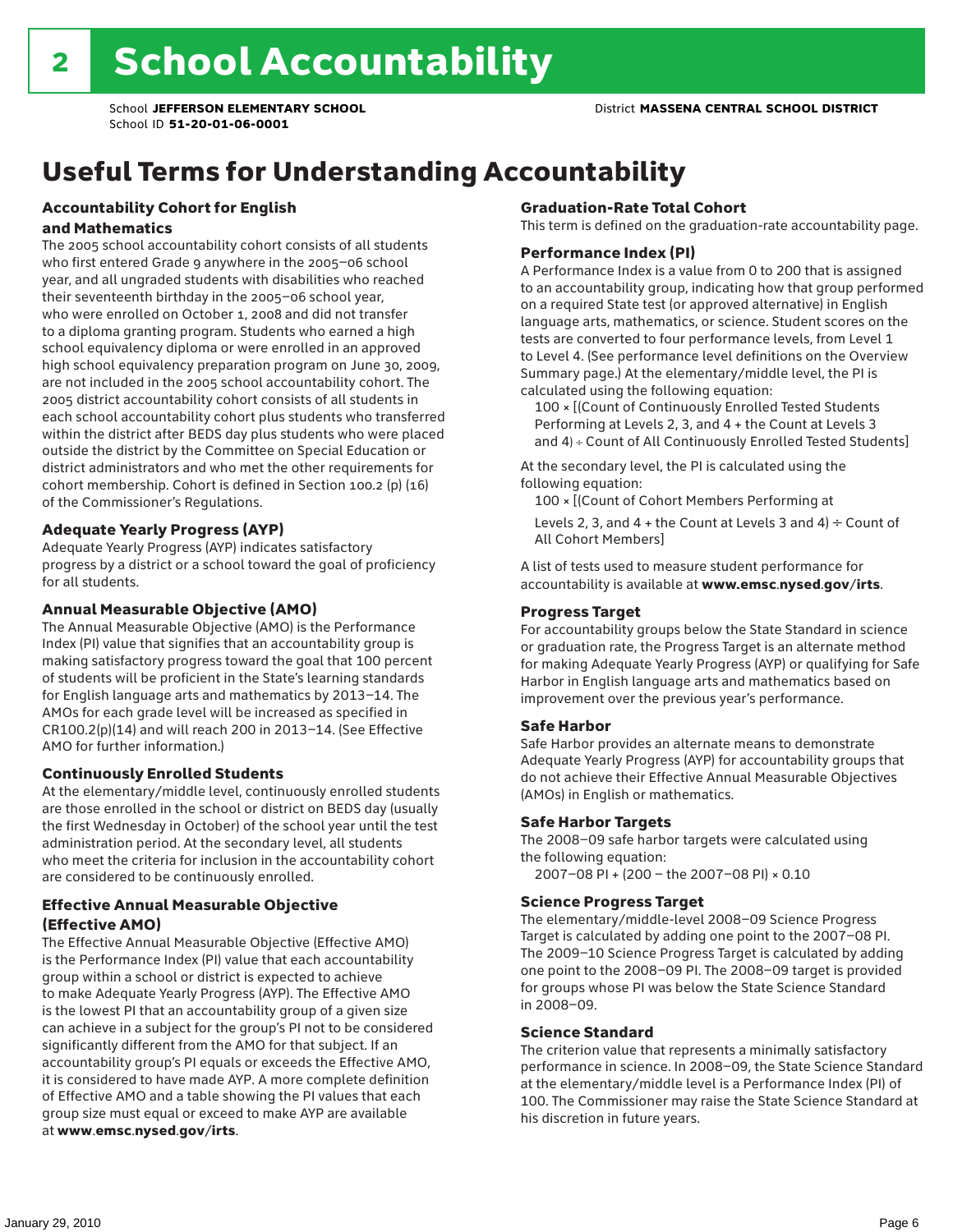# 2 School Accountability

School **JEFFERSON ELEMENTARY SCHOOL** District **MASSENA CENTRAL SCHOOL DISTRICT**
School ID **51-20-01-06-0001**

## Useful Terms for Understanding Accountability

### Accountability Cohort for English and Mathematics

The 2005 school accountability cohort consists of all students who first entered Grade 9 anywhere in the 2005–06 school year, and all ungraded students with disabilities who reached their seventeenth birthday in the 2005–06 school year, who were enrolled on October 1, 2008 and did not transfer to a diploma granting program. Students who earned a high school equivalency diploma or were enrolled in an approved high school equivalency preparation program on June 30, 2009, are not included in the 2005 school accountability cohort. The 2005 district accountability cohort consists of all students in each school accountability cohort plus students who transferred within the district after BEDS day plus students who were placed outside the district by the Committee on Special Education or district administrators and who met the other requirements for cohort membership. Cohort is defined in Section 100.2 (p) (16) of the Commissioner's Regulations.

### Adequate Yearly Progress (AYP)

Adequate Yearly Progress (AYP) indicates satisfactory progress by a district or a school toward the goal of proficiency for all students.

### Annual Measurable Objective (AMO)

The Annual Measurable Objective (AMO) is the Performance Index (PI) value that signifies that an accountability group is making satisfactory progress toward the goal that 100 percent of students will be proficient in the State's learning standards for English language arts and mathematics by 2013–14. The AMOs for each grade level will be increased as specified in CR100.2(p)(14) and will reach 200 in 2013–14. (See Effective AMO for further information.)

### Continuously Enrolled Students

At the elementary/middle level, continuously enrolled students are those enrolled in the school or district on BEDS day (usually the first Wednesday in October) of the school year until the test administration period. At the secondary level, all students who meet the criteria for inclusion in the accountability cohort are considered to be continuously enrolled.

### Effective Annual Measurable Objective (Effective AMO)

The Effective Annual Measurable Objective (Effective AMO) is the Performance Index (PI) value that each accountability group within a school or district is expected to achieve to make Adequate Yearly Progress (AYP). The Effective AMO is the lowest PI that an accountability group of a given size can achieve in a subject for the group's PI not to be considered significantly different from the AMO for that subject. If an accountability group's PI equals or exceeds the Effective AMO, it is considered to have made AYP. A more complete definition of Effective AMO and a table showing the PI values that each group size must equal or exceed to make AYP are available at **www.emsc.nysed.gov/irts**.

### Graduation-Rate Total Cohort

This term is defined on the graduation-rate accountability page.

### Performance Index (PI)

A Performance Index is a value from 0 to 200 that is assigned to an accountability group, indicating how that group performed on a required State test (or approved alternative) in English language arts, mathematics, or science. Student scores on the tests are converted to four performance levels, from Level 1 to Level 4. (See performance level definitions on the Overview Summary page.) At the elementary/middle level, the PI is calculated using the following equation:

100 × [(Count of Continuously Enrolled Tested Students Performing at Levels 2, 3, and 4 + the Count at Levels 3 and 4) ÷ Count of All Continuously Enrolled Tested Students]

At the secondary level, the PI is calculated using the following equation:

100 × [(Count of Cohort Members Performing at Levels 2, 3, and 4 + the Count at Levels 3 and 4) ÷ Count of All Cohort Members]

A list of tests used to measure student performance for accountability is available at **www.emsc.nysed.gov/irts**.

### Progress Target

For accountability groups below the State Standard in science or graduation rate, the Progress Target is an alternate method for making Adequate Yearly Progress (AYP) or qualifying for Safe Harbor in English language arts and mathematics based on improvement over the previous year's performance.

### Safe Harbor

Safe Harbor provides an alternate means to demonstrate Adequate Yearly Progress (AYP) for accountability groups that do not achieve their Effective Annual Measurable Objectives (AMOs) in English or mathematics.

### Safe Harbor Targets

The 2008–09 safe harbor targets were calculated using the following equation:

2007–08 PI + (200 – the 2007–08 PI) × 0.10

### Science Progress Target

The elementary/middle-level 2008–09 Science Progress Target is calculated by adding one point to the 2007–08 PI. The 2009–10 Science Progress Target is calculated by adding one point to the 2008–09 PI. The 2008–09 target is provided for groups whose PI was below the State Science Standard in 2008–09.

### Science Standard

The criterion value that represents a minimally satisfactory performance in science. In 2008–09, the State Science Standard at the elementary/middle level is a Performance Index (PI) of 100. The Commissioner may raise the State Science Standard at his discretion in future years.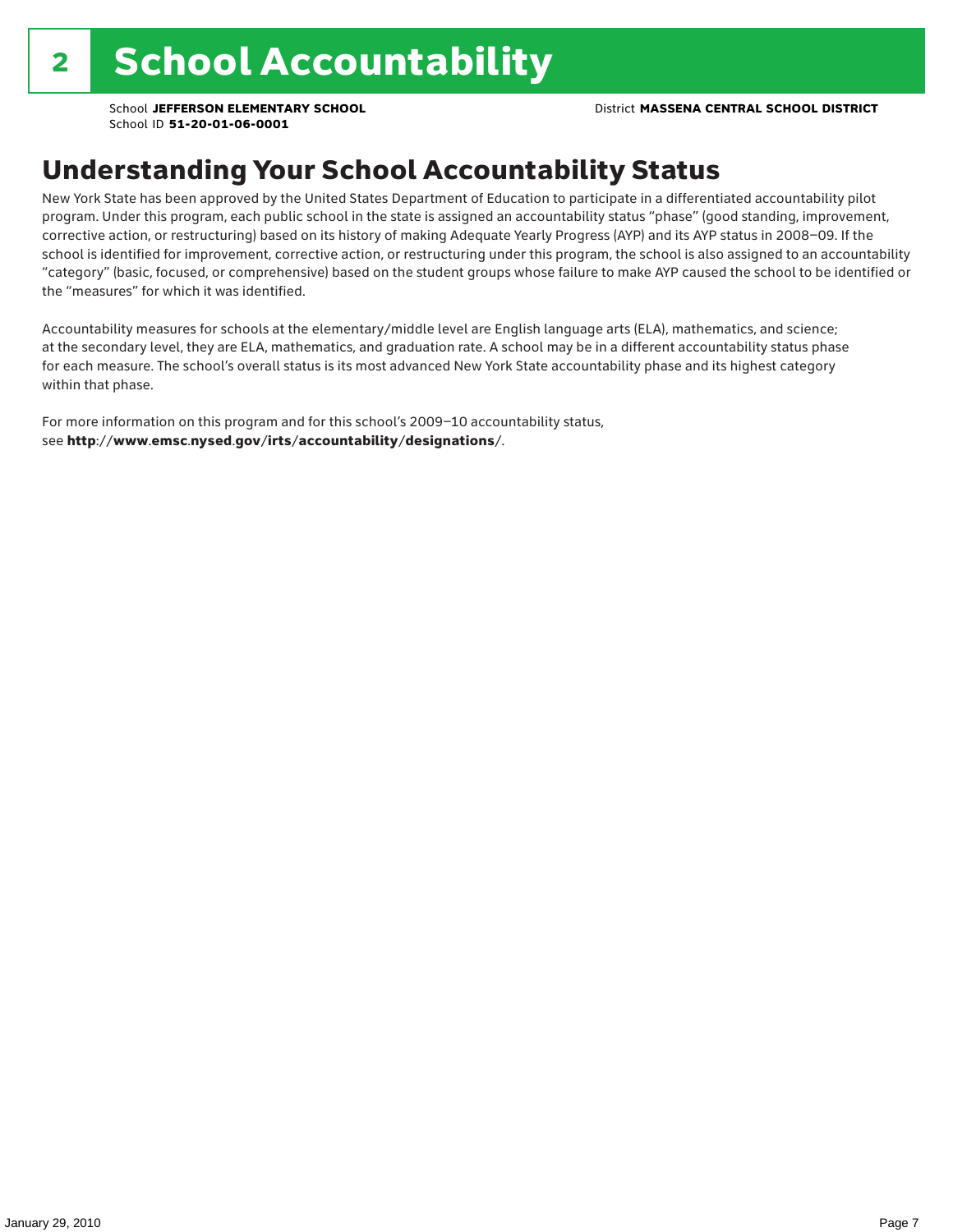# 2 School Accountability

School **JEFFERSON ELEMENTARY SCHOOL** District **MASSENA CENTRAL SCHOOL DISTRICT**
School ID **51-20-01-06-0001**

## Understanding Your School Accountability Status

New York State has been approved by the United States Department of Education to participate in a differentiated accountability pilot program. Under this program, each public school in the state is assigned an accountability status "phase" (good standing, improvement, corrective action, or restructuring) based on its history of making Adequate Yearly Progress (AYP) and its AYP status in 2008–09. If the school is identified for improvement, corrective action, or restructuring under this program, the school is also assigned to an accountability "category" (basic, focused, or comprehensive) based on the student groups whose failure to make AYP caused the school to be identified or the "measures" for which it was identified.

Accountability measures for schools at the elementary/middle level are English language arts (ELA), mathematics, and science; at the secondary level, they are ELA, mathematics, and graduation rate. A school may be in a different accountability status phase for each measure. The school's overall status is its most advanced New York State accountability phase and its highest category within that phase.

For more information on this program and for this school's 2009–10 accountability status, see **http://www.emsc.nysed.gov/irts/accountability/designations/**.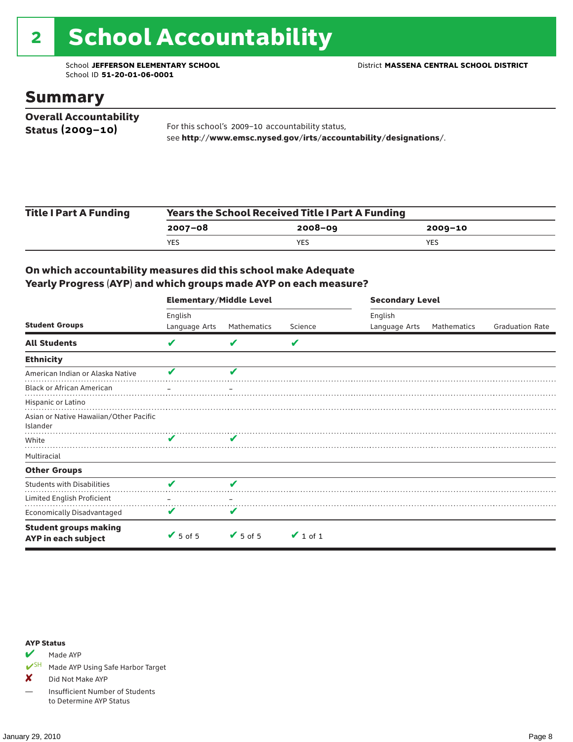# 2 School Accountability

School **JEFFERSON ELEMENTARY SCHOOL**
School ID **51-20-01-06-0001**

District **MASSENA CENTRAL SCHOOL DISTRICT**

## Summary

**Overall Accountability Status (2009–10)**

For this school's 2009–10 accountability status, see **http://www.emsc.nysed.gov/irts/accountability/designations/**.

| Title I Part A Funding | Years the School Received Title I Part A Funding | | |
|---|---|---|---|
| | **2007–08** | **2008–09** | **2009–10** |
| | YES | YES | YES |

### On which accountability measures did this school make Adequate Yearly Progress (AYP) and which groups made AYP on each measure?

| Student Groups | Elementary/Middle Level: English Language Arts | Elementary/Middle Level: Mathematics | Elementary/Middle Level: Science | Secondary Level: English Language Arts | Secondary Level: Mathematics | Secondary Level: Graduation Rate |
|---|---|---|---|---|---|---|
| **All Students** | ✔ | ✔ | ✔ | | | |
| **Ethnicity** | | | | | | |
| American Indian or Alaska Native | ✔ | ✔ | | | | |
| Black or African American | – | – | | | | |
| Hispanic or Latino | | | | | | |
| Asian or Native Hawaiian/Other Pacific Islander | | | | | | |
| White | ✔ | ✔ | | | | |
| Multiracial | | | | | | |
| **Other Groups** | | | | | | |
| Students with Disabilities | ✔ | ✔ | | | | |
| Limited English Proficient | – | – | | | | |
| Economically Disadvantaged | ✔ | ✔ | | | | |
| **Student groups making AYP in each subject** | ✔ 5 of 5 | ✔ 5 of 5 | ✔ 1 of 1 | | | |

**AYP Status**

- ✔ Made AYP
- ✔SH Made AYP Using Safe Harbor Target
- ✘ Did Not Make AYP
- — Insufficient Number of Students to Determine AYP Status

January 29, 2010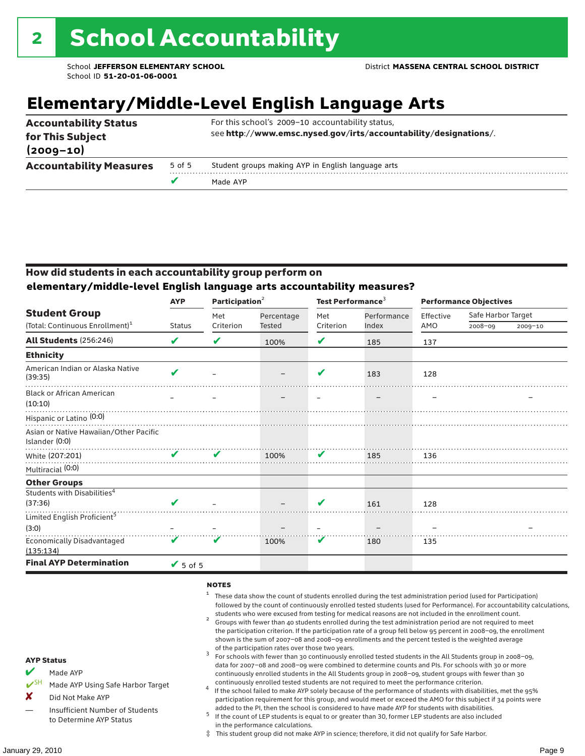# 2 School Accountability

School **JEFFERSON ELEMENTARY SCHOOL**
School ID **51-20-01-06-0001**

District **MASSENA CENTRAL SCHOOL DISTRICT**

## Elementary/Middle-Level English Language Arts

| | | |
|---|---|---|
| **Accountability Status for This Subject (2009–10)** | | For this school's 2009–10 accountability status, see **http://www.emsc.nysed.gov/irts/accountability/designations/**. |
| **Accountability Measures** | 5 of 5 | Student groups making AYP in English language arts |
| | ✔ | Made AYP |

### How did students in each accountability group perform on elementary/middle-level English language arts accountability measures?

| Student Group (Total: Continuous Enrollment)[1] | AYP Status | Participation[2] Met Criterion | Participation[2] Percentage Tested | Test Performance[3] Met Criterion | Test Performance[3] Performance Index | Performance Objectives Effective AMO | Safe Harbor Target 2008–09 | Safe Harbor Target 2009–10 |
|---|---|---|---|---|---|---|---|---|
| **All Students** (256:246) | ✔ | ✔ | 100% | ✔ | 185 | 137 | | |
| **Ethnicity** | | | | | | | | |
| American Indian or Alaska Native (39:35) | ✔ | – | – | ✔ | 183 | 128 | | |
| Black or African American (10:10) | – | – | – | – | – | – | | – |
| Hispanic or Latino (0:0) | | | | | | | | |
| Asian or Native Hawaiian/Other Pacific Islander (0:0) | | | | | | | | |
| White (207:201) | ✔ | ✔ | 100% | ✔ | 185 | 136 | | |
| Multiracial (0:0) | | | | | | | | |
| **Other Groups** | | | | | | | | |
| Students with Disabilities[4] (37:36) | ✔ | – | – | ✔ | 161 | 128 | | |
| Limited English Proficient[5] (3:0) | – | – | – | – | – | – | | – |
| Economically Disadvantaged (135:134) | ✔ | ✔ | 100% | ✔ | 180 | 135 | | |
| **Final AYP Determination** | ✔ 5 of 5 | | | | | | | |

**NOTES**

1. These data show the count of students enrolled during the test administration period (used for Participation) followed by the count of continuously enrolled tested students (used for Performance). For accountability calculations, students who were excused from testing for medical reasons are not included in the enrollment count.
2. Groups with fewer than 40 students enrolled during the test administration period are not required to meet the participation criterion. If the participation rate of a group fell below 95 percent in 2008–09, the enrollment shown is the sum of 2007–08 and 2008–09 enrollments and the percent tested is the weighted average of the participation rates over those two years.
3. For schools with fewer than 30 continuously enrolled tested students in the All Students group in 2008–09, data for 2007–08 and 2008–09 were combined to determine counts and PIs. For schools with 30 or more continuously enrolled students in the All Students group in 2008–09, student groups with fewer than 30 continuously enrolled tested students are not required to meet the performance criterion.
4. If the school failed to make AYP solely because of the performance of students with disabilities, met the 95% participation requirement for this group, and would meet or exceed the AMO for this subject if 34 points were added to the PI, then the school is considered to have made AYP for students with disabilities.
5. If the count of LEP students is equal to or greater than 30, former LEP students are also included in the performance calculations.

‡ This student group did not make AYP in science; therefore, it did not qualify for Safe Harbor.

**AYP Status**

- ✔ Made AYP
- ✔SH Made AYP Using Safe Harbor Target
- ✘ Did Not Make AYP
- — Insufficient Number of Students to Determine AYP Status

January 29, 2010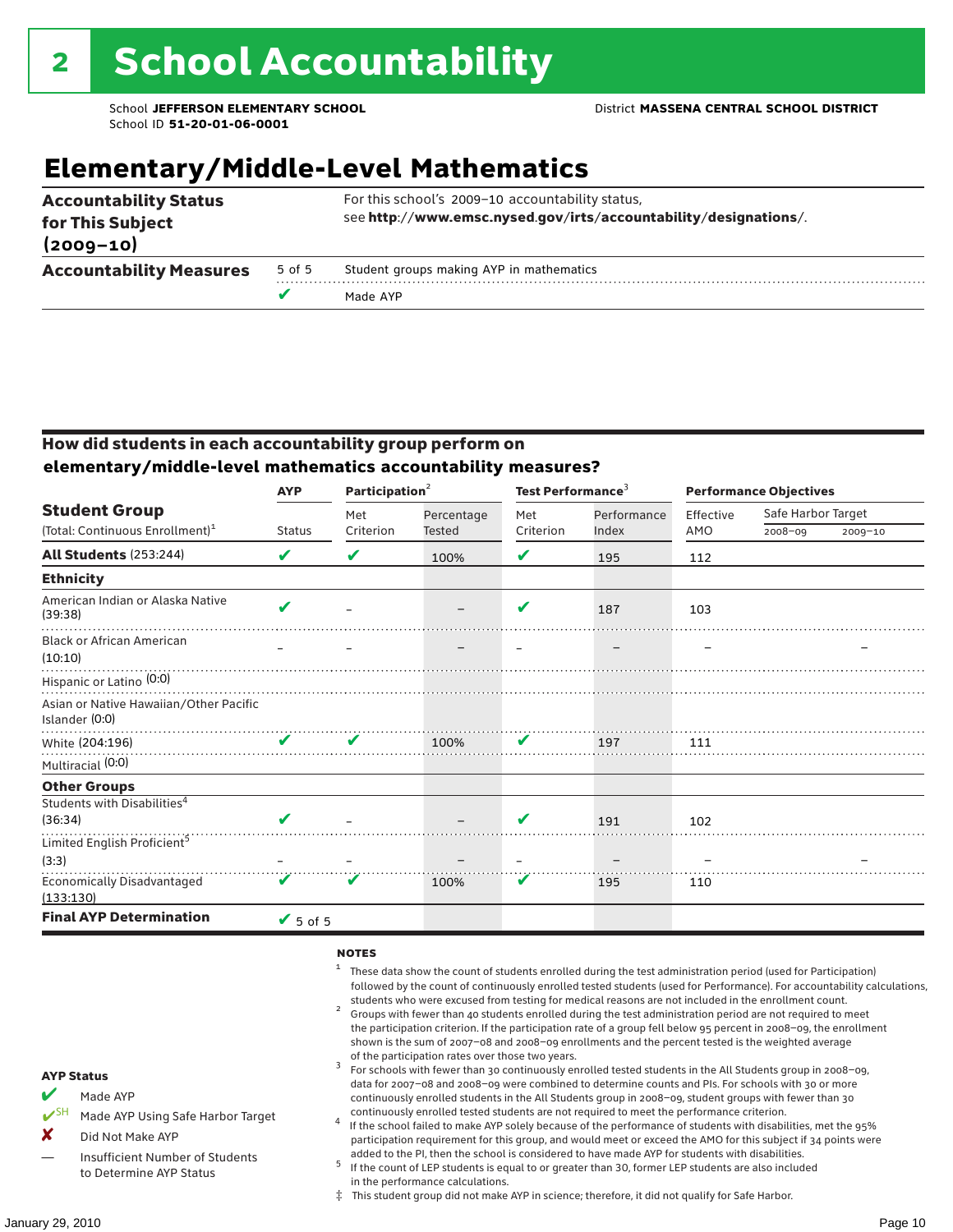# 2 School Accountability

School **JEFFERSON ELEMENTARY SCHOOL**
School ID **51-20-01-06-0001**

District **MASSENA CENTRAL SCHOOL DISTRICT**

## Elementary/Middle-Level Mathematics

| | | |
|---|---|---|
| **Accountability Status for This Subject (2009–10)** | | For this school's 2009–10 accountability status, see **http://www.emsc.nysed.gov/irts/accountability/designations/**. |
| **Accountability Measures** | 5 of 5 | Student groups making AYP in mathematics |
| | ✔ | Made AYP |

### How did students in each accountability group perform on elementary/middle-level mathematics accountability measures?

| Student Group (Total: Continuous Enrollment)[1] | AYP Status | Participation[2] Met Criterion | Participation[2] Percentage Tested | Test Performance[3] Met Criterion | Test Performance[3] Performance Index | Performance Objectives Effective AMO | Safe Harbor Target 2008–09 | Safe Harbor Target 2009–10 |
|---|---|---|---|---|---|---|---|---|
| **All Students** (253:244) | ✔ | ✔ | 100% | ✔ | 195 | 112 | | |
| **Ethnicity** | | | | | | | | |
| American Indian or Alaska Native (39:38) | ✔ | – | – | ✔ | 187 | 103 | | |
| Black or African American (10:10) | – | – | – | – | – | – | | – |
| Hispanic or Latino (0:0) | | | | | | | | |
| Asian or Native Hawaiian/Other Pacific Islander (0:0) | | | | | | | | |
| White (204:196) | ✔ | ✔ | 100% | ✔ | 197 | 111 | | |
| Multiracial (0:0) | | | | | | | | |
| **Other Groups** | | | | | | | | |
| Students with Disabilities[4] (36:34) | ✔ | – | – | ✔ | 191 | 102 | | |
| Limited English Proficient[5] (3:3) | – | – | – | – | – | – | | – |
| Economically Disadvantaged (133:130) | ✔ | ✔ | 100% | ✔ | 195 | 110 | | |
| **Final AYP Determination** | ✔ 5 of 5 | | | | | | | |

**NOTES**

1. These data show the count of students enrolled during the test administration period (used for Participation) followed by the count of continuously enrolled tested students (used for Performance). For accountability calculations, students who were excused from testing for medical reasons are not included in the enrollment count.
2. Groups with fewer than 40 students enrolled during the test administration period are not required to meet the participation criterion. If the participation rate of a group fell below 95 percent in 2008–09, the enrollment shown is the sum of 2007–08 and 2008–09 enrollments and the percent tested is the weighted average of the participation rates over those two years.
3. For schools with fewer than 30 continuously enrolled tested students in the All Students group in 2008–09, data for 2007–08 and 2008–09 were combined to determine counts and PIs. For schools with 30 or more continuously enrolled students in the All Students group in 2008–09, student groups with fewer than 30 continuously enrolled tested students are not required to meet the performance criterion.
4. If the school failed to make AYP solely because of the performance of students with disabilities, met the 95% participation requirement for this group, and would meet or exceed the AMO for this subject if 34 points were added to the PI, then the school is considered to have made AYP for students with disabilities.
5. If the count of LEP students is equal to or greater than 30, former LEP students are also included in the performance calculations.

‡ This student group did not make AYP in science; therefore, it did not qualify for Safe Harbor.

**AYP Status**

- ✔ Made AYP
- ✔SH Made AYP Using Safe Harbor Target
- ✘ Did Not Make AYP
- — Insufficient Number of Students to Determine AYP Status

January 29, 2010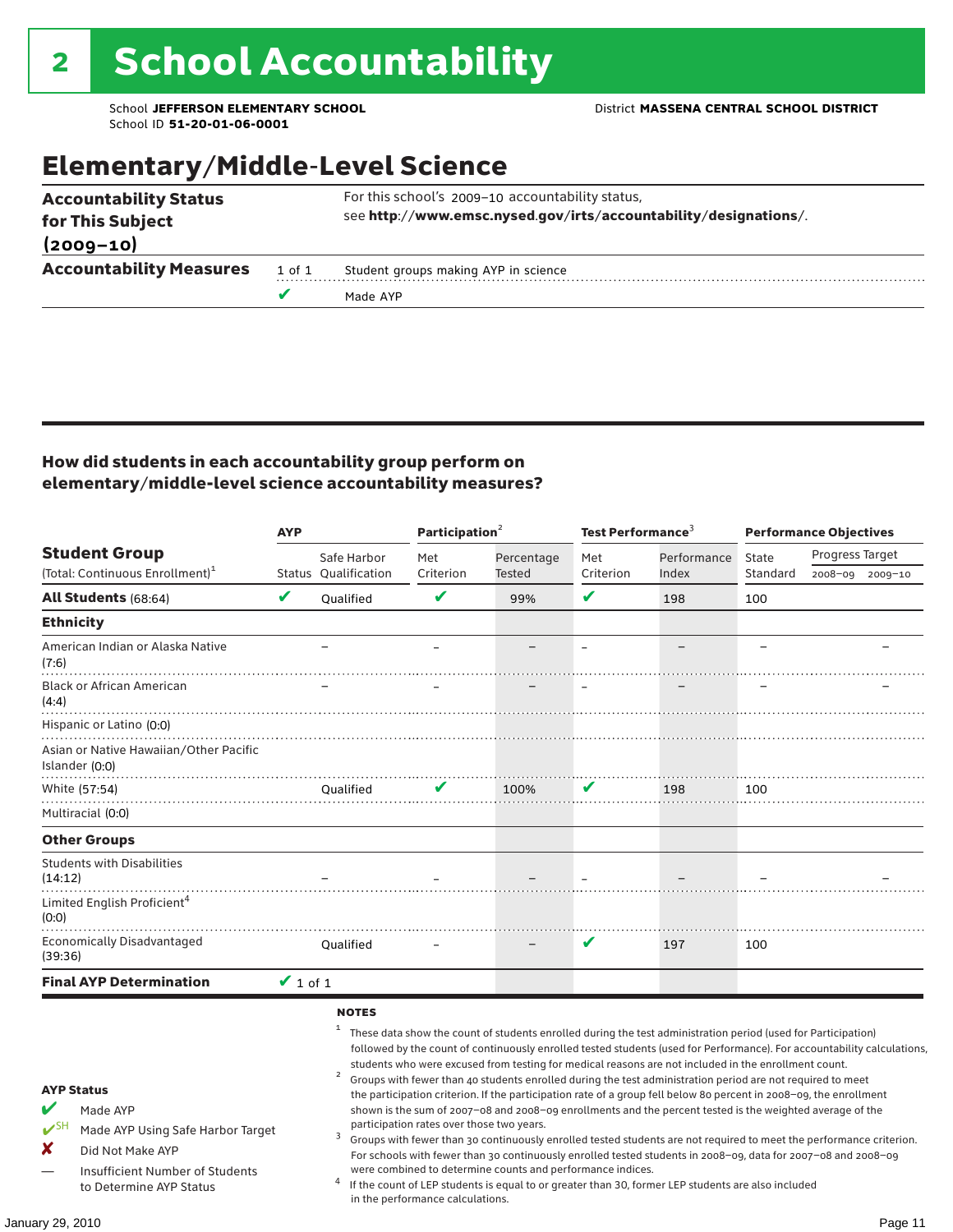# 2 School Accountability

School **JEFFERSON ELEMENTARY SCHOOL**
School ID **51-20-01-06-0001**

District **MASSENA CENTRAL SCHOOL DISTRICT**

## Elementary/Middle-Level Science

| | | |
|---|---|---|
| **Accountability Status for This Subject (2009–10)** | | For this school's 2009–10 accountability status, see **http://www.emsc.nysed.gov/irts/accountability/designations/**. |
| **Accountability Measures** | 1 of 1 | Student groups making AYP in science |
| | ✔ | Made AYP |

### How did students in each accountability group perform on elementary/middle-level science accountability measures?

| Student Group (Total: Continuous Enrollment)[1] | AYP Status | AYP Safe Harbor Qualification | Participation[2] Met Criterion | Participation[2] Percentage Tested | Test Performance[3] Met Criterion | Test Performance[3] Performance Index | Performance Objectives State Standard | Progress Target 2008–09 | Progress Target 2009–10 |
|---|---|---|---|---|---|---|---|---|---|
| **All Students** (68:64) | ✔ | Qualified | ✔ | 99% | ✔ | 198 | 100 | | |
| **Ethnicity** | | | | | | | | | |
| American Indian or Alaska Native (7:6) | | – | – | – | – | – | – | | – |
| Black or African American (4:4) | | – | – | – | – | – | – | | – |
| Hispanic or Latino (0:0) | | | | | | | | | |
| Asian or Native Hawaiian/Other Pacific Islander (0:0) | | | | | | | | | |
| White (57:54) | | Qualified | ✔ | 100% | ✔ | 198 | 100 | | |
| Multiracial (0:0) | | | | | | | | | |
| **Other Groups** | | | | | | | | | |
| Students with Disabilities (14:12) | | – | – | – | – | – | – | | – |
| Limited English Proficient[4] (0:0) | | | | | | | | | |
| Economically Disadvantaged (39:36) | | Qualified | – | – | ✔ | 197 | 100 | | |
| **Final AYP Determination** | ✔ 1 of 1 | | | | | | | | |

**NOTES**

[1] These data show the count of students enrolled during the test administration period (used for Participation) followed by the count of continuously enrolled tested students (used for Performance). For accountability calculations, students who were excused from testing for medical reasons are not included in the enrollment count.

[2] Groups with fewer than 40 students enrolled during the test administration period are not required to meet the participation criterion. If the participation rate of a group fell below 80 percent in 2008–09, the enrollment shown is the sum of 2007–08 and 2008–09 enrollments and the percent tested is the weighted average of the participation rates over those two years.

[3] Groups with fewer than 30 continuously enrolled tested students are not required to meet the performance criterion. For schools with fewer than 30 continuously enrolled tested students in 2008–09, data for 2007–08 and 2008–09 were combined to determine counts and performance indices.

[4] If the count of LEP students is equal to or greater than 30, former LEP students are also included in the performance calculations.

**AYP Status**

- ✔ Made AYP
- ✔SH Made AYP Using Safe Harbor Target
- ✘ Did Not Make AYP
- — Insufficient Number of Students to Determine AYP Status

January 29, 2010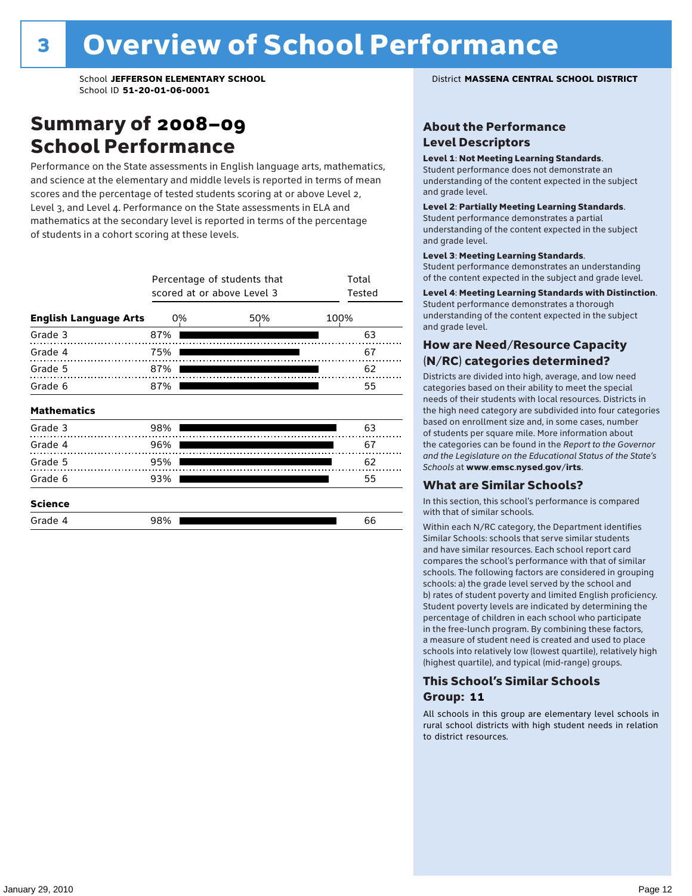# Overview of School Performance

School **JEFFERSON ELEMENTARY SCHOOL**
School ID **51-20-01-06-0001**

District **MASSENA CENTRAL SCHOOL DISTRICT**

## Summary of 2008–09 School Performance

Performance on the State assessments in English language arts, mathematics, and science at the elementary and middle levels is reported in terms of mean scores and the percentage of tested students scoring at or above Level 2, Level 3, and Level 4. Performance on the State assessments in ELA and mathematics at the secondary level is reported in terms of the percentage of students in a cohort scoring at these levels.

| | Percentage of students that scored at or above Level 3 | Total Tested |
|---|---|---|
| **English Language Arts** | | |
| Grade 3 | 87% | 63 |
| Grade 4 | 75% | 67 |
| Grade 5 | 87% | 62 |
| Grade 6 | 87% | 55 |
| **Mathematics** | | |
| Grade 3 | 98% | 63 |
| Grade 4 | 96% | 67 |
| Grade 5 | 95% | 62 |
| Grade 6 | 93% | 55 |
| **Science** | | |
| Grade 4 | 98% | 66 |

## About the Performance Level Descriptors

**Level 1**: **Not Meeting Learning Standards**. Student performance does not demonstrate an understanding of the content expected in the subject and grade level.

**Level 2**: **Partially Meeting Learning Standards**. Student performance demonstrates a partial understanding of the content expected in the subject and grade level.

**Level 3**: **Meeting Learning Standards**. Student performance demonstrates an understanding of the content expected in the subject and grade level.

**Level 4**: **Meeting Learning Standards with Distinction**. Student performance demonstrates a thorough understanding of the content expected in the subject and grade level.

## How are Need/Resource Capacity (N/RC) categories determined?

Districts are divided into high, average, and low need categories based on their ability to meet the special needs of their students with local resources. Districts in the high need category are subdivided into four categories based on enrollment size and, in some cases, number of students per square mile. More information about the categories can be found in the *Report to the Governor and the Legislature on the Educational Status of the State's Schools* at **www.emsc.nysed.gov/irts**.

## What are Similar Schools?

In this section, this school's performance is compared with that of similar schools.

Within each N/RC category, the Department identifies Similar Schools: schools that serve similar students and have similar resources. Each school report card compares the school's performance with that of similar schools. The following factors are considered in grouping schools: a) the grade level served by the school and b) rates of student poverty and limited English proficiency. Student poverty levels are indicated by determining the percentage of children in each school who participate in the free-lunch program. By combining these factors, a measure of student need is created and used to place schools into relatively low (lowest quartile), relatively high (highest quartile), and typical (mid-range) groups.

## This School's Similar Schools Group: 11

All schools in this group are elementary level schools in rural school districts with high student needs in relation to district resources.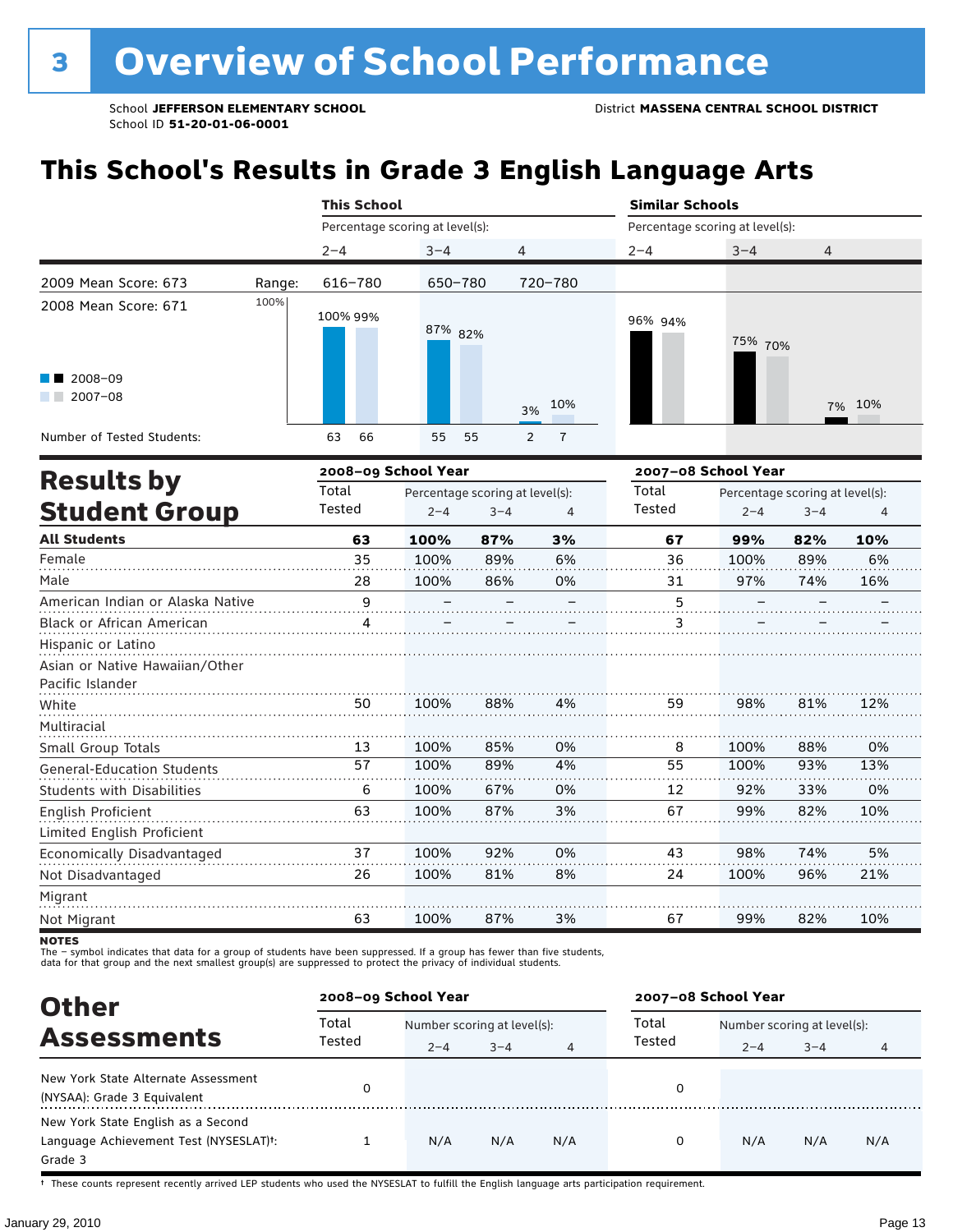# 3 Overview of School Performance

School **JEFFERSON ELEMENTARY SCHOOL**
School ID **51-20-01-06-0001**

District **MASSENA CENTRAL SCHOOL DISTRICT**

## This School's Results in Grade 3 English Language Arts

| | | This School | | | Similar Schools | | |
|---|---|---|---|---|---|---|---|
| | | Percentage scoring at level(s): | | | Percentage scoring at level(s): | | |
| | | 2–4 | 3–4 | 4 | 2–4 | 3–4 | 4 |
| 2009 Mean Score: 673 | Range: | 616–780 | 650–780 | 720–780 | | | |
| 2008 Mean Score: 671 | 2008–09 | 100% | 87% | 3% | 96% | 75% | 7% |
| | 2007–08 | 99% | 82% | 10% | 94% | 70% | 10% |
| Number of Tested Students: | 2008–09 | 63 | 55 | 2 | | | |
| | 2007–08 | 66 | 55 | 7 | | | |

## Results by Student Group

| | 2008–09 School Year | | | | 2007–08 School Year | | | |
|---|---|---|---|---|---|---|---|---|
| | Total Tested | Percentage scoring at level(s): 2–4 | 3–4 | 4 | Total Tested | Percentage scoring at level(s): 2–4 | 3–4 | 4 |
| **All Students** | **63** | **100%** | **87%** | **3%** | **67** | **99%** | **82%** | **10%** |
| Female | 35 | 100% | 89% | 6% | 36 | 100% | 89% | 6% |
| Male | 28 | 100% | 86% | 0% | 31 | 97% | 74% | 16% |
| American Indian or Alaska Native | 9 | – | – | – | 5 | – | – | – |
| Black or African American | 4 | – | – | – | 3 | – | – | – |
| Hispanic or Latino | | | | | | | | |
| Asian or Native Hawaiian/Other Pacific Islander | | | | | | | | |
| White | 50 | 100% | 88% | 4% | 59 | 98% | 81% | 12% |
| Multiracial | | | | | | | | |
| Small Group Totals | 13 | 100% | 85% | 0% | 8 | 100% | 88% | 0% |
| General-Education Students | 57 | 100% | 89% | 4% | 55 | 100% | 93% | 13% |
| Students with Disabilities | 6 | 100% | 67% | 0% | 12 | 92% | 33% | 0% |
| English Proficient | 63 | 100% | 87% | 3% | 67 | 99% | 82% | 10% |
| Limited English Proficient | | | | | | | | |
| Economically Disadvantaged | 37 | 100% | 92% | 0% | 43 | 98% | 74% | 5% |
| Not Disadvantaged | 26 | 100% | 81% | 8% | 24 | 100% | 96% | 21% |
| Migrant | | | | | | | | |
| Not Migrant | 63 | 100% | 87% | 3% | 67 | 99% | 82% | 10% |

**NOTES**
The – symbol indicates that data for a group of students have been suppressed. If a group has fewer than five students, data for that group and the next smallest group(s) are suppressed to protect the privacy of individual students.

## Other Assessments

| | 2008–09 School Year | | | | 2007–08 School Year | | | |
|---|---|---|---|---|---|---|---|---|
| | Total Tested | Number scoring at level(s): 2–4 | 3–4 | 4 | Total Tested | Number scoring at level(s): 2–4 | 3–4 | 4 |
| New York State Alternate Assessment (NYSAA): Grade 3 Equivalent | 0 | | | | 0 | | | |
| New York State English as a Second Language Achievement Test (NYSESLAT)†: Grade 3 | 1 | N/A | N/A | N/A | 0 | N/A | N/A | N/A |

† These counts represent recently arrived LEP students who used the NYSESLAT to fulfill the English language arts participation requirement.

January 29, 2010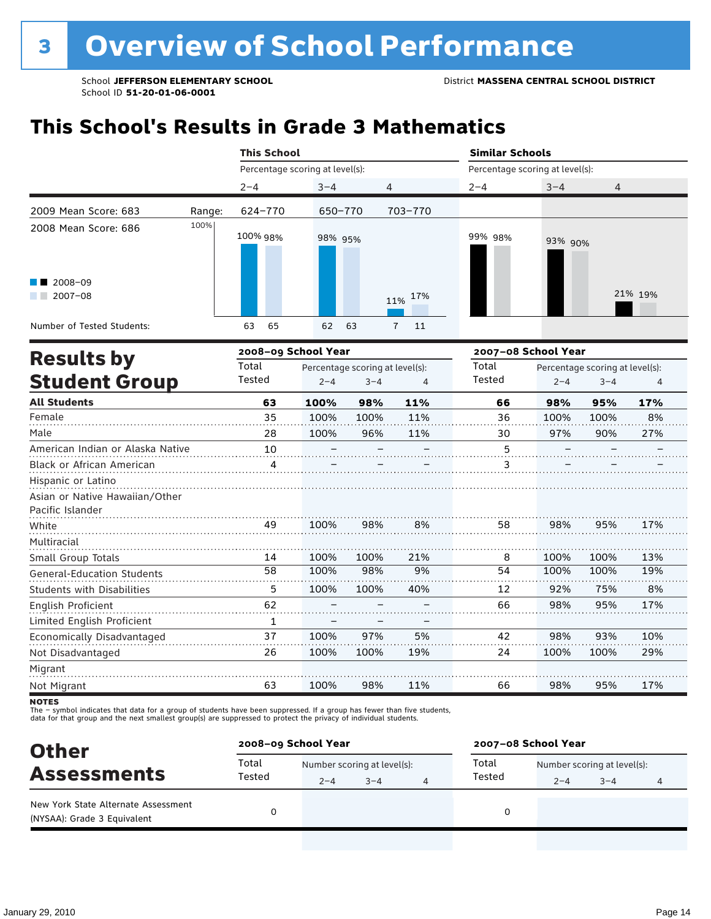# 3 Overview of School Performance

School **JEFFERSON ELEMENTARY SCHOOL**
School ID **51-20-01-06-0001**

District **MASSENA CENTRAL SCHOOL DISTRICT**

## This School's Results in Grade 3 Mathematics

| | | This School | | | Similar Schools | | |
|---|---|---|---|---|---|---|---|
| | | Percentage scoring at level(s): | | | Percentage scoring at level(s): | | |
| | | 2–4 | 3–4 | 4 | 2–4 | 3–4 | 4 |
| 2009 Mean Score: 683 | Range: | 624–770 | 650–770 | 703–770 | | | |
| 2008 Mean Score: 686 | | | | | | | |
| 2008–09 | | 100% | 98% | 11% | 99% | 93% | 21% |
| 2007–08 | | 98% | 95% | 17% | 98% | 90% | 19% |
| Number of Tested Students: 2008–09 | | 63 | 62 | 7 | | | |
| Number of Tested Students: 2007–08 | | 65 | 63 | 11 | | | |

## Results by Student Group

| | 2008–09 School Year | | | | 2007–08 School Year | | | |
|---|---|---|---|---|---|---|---|---|
| | Total Tested | Percentage scoring at level(s): 2–4 | 3–4 | 4 | Total Tested | Percentage scoring at level(s): 2–4 | 3–4 | 4 |
| **All Students** | **63** | **100%** | **98%** | **11%** | **66** | **98%** | **95%** | **17%** |
| Female | 35 | 100% | 100% | 11% | 36 | 100% | 100% | 8% |
| Male | 28 | 100% | 96% | 11% | 30 | 97% | 90% | 27% |
| American Indian or Alaska Native | 10 | – | – | – | 5 | – | – | – |
| Black or African American | 4 | – | – | – | 3 | – | – | – |
| Hispanic or Latino | | | | | | | | |
| Asian or Native Hawaiian/Other Pacific Islander | | | | | | | | |
| White | 49 | 100% | 98% | 8% | 58 | 98% | 95% | 17% |
| Multiracial | | | | | | | | |
| Small Group Totals | 14 | 100% | 100% | 21% | 8 | 100% | 100% | 13% |
| General-Education Students | 58 | 100% | 98% | 9% | 54 | 100% | 100% | 19% |
| Students with Disabilities | 5 | 100% | 100% | 40% | 12 | 92% | 75% | 8% |
| English Proficient | 62 | – | – | – | 66 | 98% | 95% | 17% |
| Limited English Proficient | 1 | – | – | – | | | | |
| Economically Disadvantaged | 37 | 100% | 97% | 5% | 42 | 98% | 93% | 10% |
| Not Disadvantaged | 26 | 100% | 100% | 19% | 24 | 100% | 100% | 29% |
| Migrant | | | | | | | | |
| Not Migrant | 63 | 100% | 98% | 11% | 66 | 98% | 95% | 17% |

**NOTES**
The – symbol indicates that data for a group of students have been suppressed. If a group has fewer than five students, data for that group and the next smallest group(s) are suppressed to protect the privacy of individual students.

## Other Assessments

| | 2008–09 School Year | | | | 2007–08 School Year | | | |
|---|---|---|---|---|---|---|---|---|
| | Total Tested | Number scoring at level(s): 2–4 | 3–4 | 4 | Total Tested | Number scoring at level(s): 2–4 | 3–4 | 4 |
| New York State Alternate Assessment (NYSAA): Grade 3 Equivalent | 0 | | | | 0 | | | |

January 29, 2010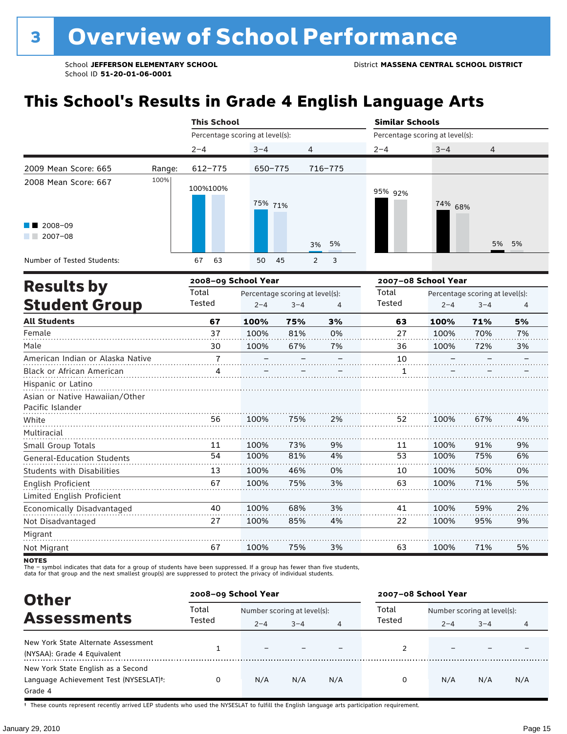# 3 Overview of School Performance

School **JEFFERSON ELEMENTARY SCHOOL**
School ID **51-20-01-06-0001**

District **MASSENA CENTRAL SCHOOL DISTRICT**

## This School's Results in Grade 4 English Language Arts

| | | This School | | | | | | Similar Schools | | | | | |
|---|---|---|---|---|---|---|---|---|---|---|---|---|---|
| | | Percentage scoring at level(s): | | | | | | Percentage scoring at level(s): | | | | | |
| | | 2–4 | | 3–4 | | 4 | | 2–4 | | 3–4 | | 4 | |
| 2009 Mean Score: 665 | Range: | 612–775 | | 650–775 | | 716–775 | | | | | | | |
| 2008 Mean Score: 667 | | 2008–09 | 2007–08 | 2008–09 | 2007–08 | 2008–09 | 2007–08 | 2008–09 | 2007–08 | 2008–09 | 2007–08 | 2008–09 | 2007–08 |
| Percentage | | 100% | 100% | 75% | 71% | 3% | 5% | 95% | 92% | 74% | 68% | 5% | 5% |
| Number of Tested Students: | | 67 | 63 | 50 | 45 | 2 | 3 | | | | | | |

## Results by Student Group

| | 2008–09 School Year | | | | 2007–08 School Year | | | |
|---|---|---|---|---|---|---|---|---|
| | Total Tested | Percentage scoring at level(s): | | | Total Tested | Percentage scoring at level(s): | | |
| | | 2–4 | 3–4 | 4 | | 2–4 | 3–4 | 4 |
| **All Students** | **67** | **100%** | **75%** | **3%** | **63** | **100%** | **71%** | **5%** |
| Female | 37 | 100% | 81% | 0% | 27 | 100% | 70% | 7% |
| Male | 30 | 100% | 67% | 7% | 36 | 100% | 72% | 3% |
| American Indian or Alaska Native | 7 | – | – | – | 10 | – | – | – |
| Black or African American | 4 | – | – | – | 1 | – | – | – |
| Hispanic or Latino | | | | | | | | |
| Asian or Native Hawaiian/Other Pacific Islander | | | | | | | | |
| White | 56 | 100% | 75% | 2% | 52 | 100% | 67% | 4% |
| Multiracial | | | | | | | | |
| Small Group Totals | 11 | 100% | 73% | 9% | 11 | 100% | 91% | 9% |
| General-Education Students | 54 | 100% | 81% | 4% | 53 | 100% | 75% | 6% |
| Students with Disabilities | 13 | 100% | 46% | 0% | 10 | 100% | 50% | 0% |
| English Proficient | 67 | 100% | 75% | 3% | 63 | 100% | 71% | 5% |
| Limited English Proficient | | | | | | | | |
| Economically Disadvantaged | 40 | 100% | 68% | 3% | 41 | 100% | 59% | 2% |
| Not Disadvantaged | 27 | 100% | 85% | 4% | 22 | 100% | 95% | 9% |
| Migrant | | | | | | | | |
| Not Migrant | 67 | 100% | 75% | 3% | 63 | 100% | 71% | 5% |

**NOTES**
The – symbol indicates that data for a group of students have been suppressed. If a group has fewer than five students, data for that group and the next smallest group(s) are suppressed to protect the privacy of individual students.

## Other Assessments

| | 2008–09 School Year | | | | 2007–08 School Year | | | |
|---|---|---|---|---|---|---|---|---|
| | Total Tested | Number scoring at level(s): | | | Total Tested | Number scoring at level(s): | | |
| | | 2–4 | 3–4 | 4 | | 2–4 | 3–4 | 4 |
| New York State Alternate Assessment (NYSAA): Grade 4 Equivalent | 1 | – | – | – | 2 | – | – | – |
| New York State English as a Second Language Achievement Test (NYSESLAT)†: Grade 4 | 0 | N/A | N/A | N/A | 0 | N/A | N/A | N/A |

† These counts represent recently arrived LEP students who used the NYSESLAT to fulfill the English language arts participation requirement.

January 29, 2010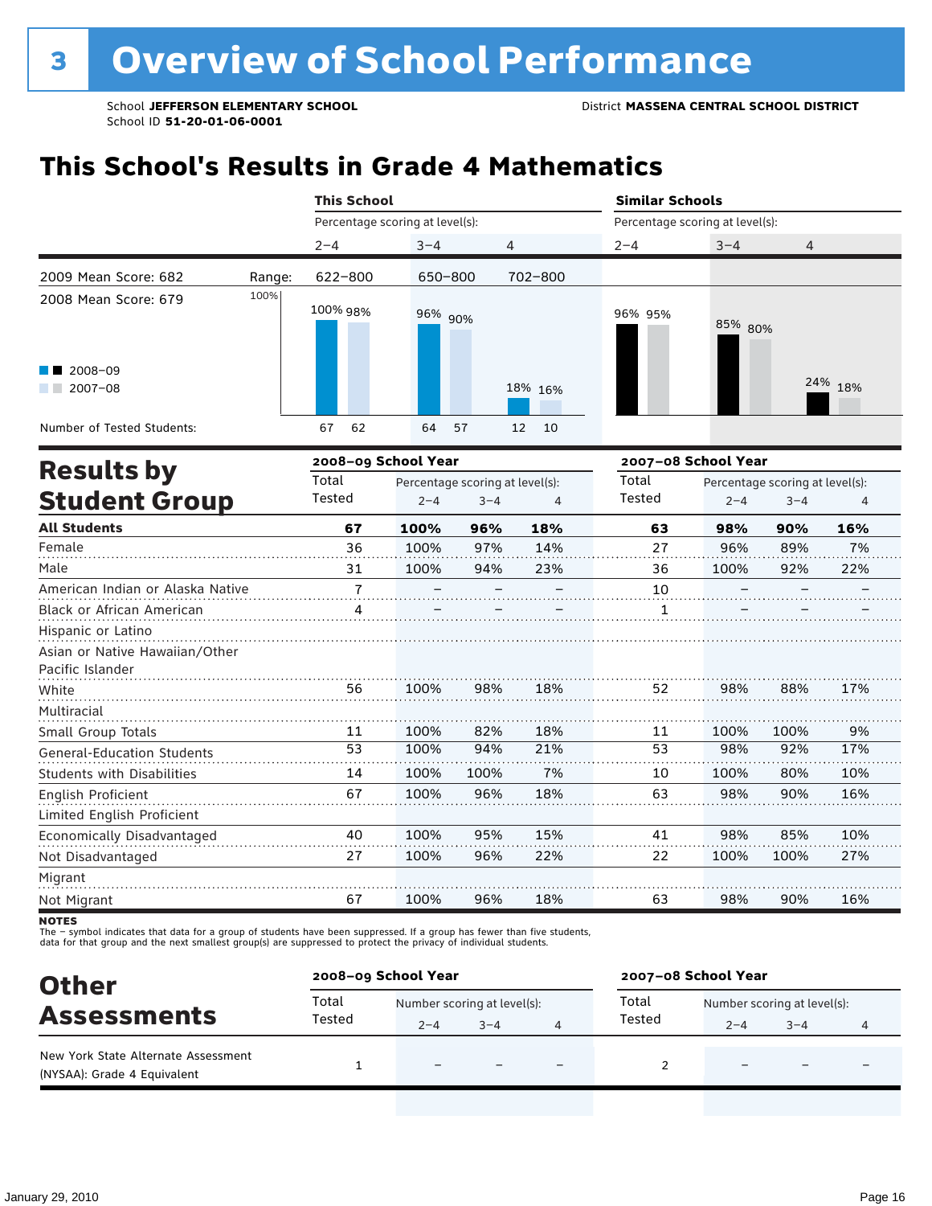# 3 Overview of School Performance

School **JEFFERSON ELEMENTARY SCHOOL**
School ID **51-20-01-06-0001**

District **MASSENA CENTRAL SCHOOL DISTRICT**

## This School's Results in Grade 4 Mathematics

| | | This School | | | Similar Schools | | |
|---|---|---|---|---|---|---|---|
| | | Percentage scoring at level(s): | | | Percentage scoring at level(s): | | |
| | | 2–4 | 3–4 | 4 | 2–4 | 3–4 | 4 |
| 2009 Mean Score: 682 | Range: | 622–800 | 650–800 | 702–800 | | | |
| 2008 Mean Score: 679 | 2008–09 | 100% | 96% | 18% | 96% | 85% | 24% |
| | 2007–08 | 98% | 90% | 16% | 95% | 80% | 18% |
| Number of Tested Students: | 2008–09 | 67 | 64 | 12 | | | |
| | 2007–08 | 62 | 57 | 10 | | | |

## Results by Student Group

| | 2008–09 School Year | | | | 2007–08 School Year | | | |
|---|---|---|---|---|---|---|---|---|
| | Total Tested | Percentage scoring at level(s): 2–4 | 3–4 | 4 | Total Tested | Percentage scoring at level(s): 2–4 | 3–4 | 4 |
| **All Students** | **67** | **100%** | **96%** | **18%** | **63** | **98%** | **90%** | **16%** |
| Female | 36 | 100% | 97% | 14% | 27 | 96% | 89% | 7% |
| Male | 31 | 100% | 94% | 23% | 36 | 100% | 92% | 22% |
| American Indian or Alaska Native | 7 | – | – | – | 10 | – | – | – |
| Black or African American | 4 | – | – | – | 1 | – | – | – |
| Hispanic or Latino | | | | | | | | |
| Asian or Native Hawaiian/Other Pacific Islander | | | | | | | | |
| White | 56 | 100% | 98% | 18% | 52 | 98% | 88% | 17% |
| Multiracial | | | | | | | | |
| Small Group Totals | 11 | 100% | 82% | 18% | 11 | 100% | 100% | 9% |
| General-Education Students | 53 | 100% | 94% | 21% | 53 | 98% | 92% | 17% |
| Students with Disabilities | 14 | 100% | 100% | 7% | 10 | 100% | 80% | 10% |
| English Proficient | 67 | 100% | 96% | 18% | 63 | 98% | 90% | 16% |
| Limited English Proficient | | | | | | | | |
| Economically Disadvantaged | 40 | 100% | 95% | 15% | 41 | 98% | 85% | 10% |
| Not Disadvantaged | 27 | 100% | 96% | 22% | 22 | 100% | 100% | 27% |
| Migrant | | | | | | | | |
| Not Migrant | 67 | 100% | 96% | 18% | 63 | 98% | 90% | 16% |

**NOTES**
The – symbol indicates that data for a group of students have been suppressed. If a group has fewer than five students, data for that group and the next smallest group(s) are suppressed to protect the privacy of individual students.

## Other Assessments

| | 2008–09 School Year | | | | 2007–08 School Year | | | |
|---|---|---|---|---|---|---|---|---|
| | Total Tested | Number scoring at level(s): 2–4 | 3–4 | 4 | Total Tested | Number scoring at level(s): 2–4 | 3–4 | 4 |
| New York State Alternate Assessment (NYSAA): Grade 4 Equivalent | 1 | – | – | – | 2 | – | – | – |

January 29, 2010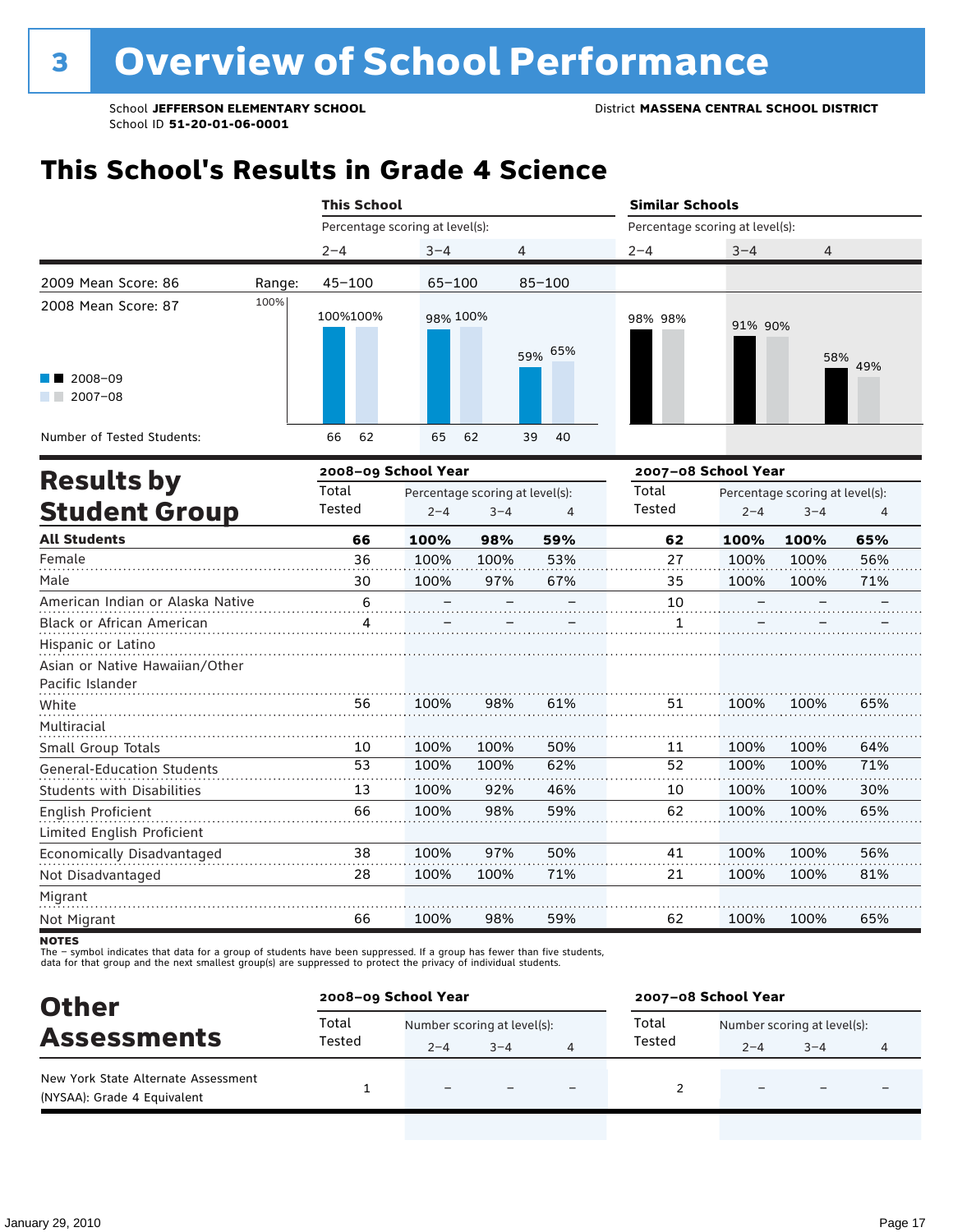# 3 Overview of School Performance

School **JEFFERSON ELEMENTARY SCHOOL**
School ID **51-20-01-06-0001**

District **MASSENA CENTRAL SCHOOL DISTRICT**

## This School's Results in Grade 4 Science

| | | This School | | | Similar Schools | | |
|---|---|---|---|---|---|---|---|
| | | Percentage scoring at level(s): | | | Percentage scoring at level(s): | | |
| | | 2–4 | 3–4 | 4 | 2–4 | 3–4 | 4 |
| 2009 Mean Score: 86 | Range: | 45–100 | 65–100 | 85–100 | | | |
| 2008 Mean Score: 87 | 2008–09 | 100% | 98% | 59% | 98% | 91% | 58% |
| | 2007–08 | 100% | 100% | 65% | 98% | 90% | 49% |
| Number of Tested Students: | 2008–09 | 66 | 65 | 39 | | | |
| | 2007–08 | 62 | 62 | 40 | | | |

## Results by Student Group

| | 2008–09 School Year | | | | 2007–08 School Year | | | |
|---|---|---|---|---|---|---|---|---|
| | Total Tested | Percentage scoring at level(s): 2–4 | 3–4 | 4 | Total Tested | Percentage scoring at level(s): 2–4 | 3–4 | 4 |
| **All Students** | **66** | **100%** | **98%** | **59%** | **62** | **100%** | **100%** | **65%** |
| Female | 36 | 100% | 100% | 53% | 27 | 100% | 100% | 56% |
| Male | 30 | 100% | 97% | 67% | 35 | 100% | 100% | 71% |
| American Indian or Alaska Native | 6 | – | – | – | 10 | – | – | – |
| Black or African American | 4 | – | – | – | 1 | – | – | – |
| Hispanic or Latino | | | | | | | | |
| Asian or Native Hawaiian/Other Pacific Islander | | | | | | | | |
| White | 56 | 100% | 98% | 61% | 51 | 100% | 100% | 65% |
| Multiracial | | | | | | | | |
| Small Group Totals | 10 | 100% | 100% | 50% | 11 | 100% | 100% | 64% |
| General-Education Students | 53 | 100% | 100% | 62% | 52 | 100% | 100% | 71% |
| Students with Disabilities | 13 | 100% | 92% | 46% | 10 | 100% | 100% | 30% |
| English Proficient | 66 | 100% | 98% | 59% | 62 | 100% | 100% | 65% |
| Limited English Proficient | | | | | | | | |
| Economically Disadvantaged | 38 | 100% | 97% | 50% | 41 | 100% | 100% | 56% |
| Not Disadvantaged | 28 | 100% | 100% | 71% | 21 | 100% | 100% | 81% |
| Migrant | | | | | | | | |
| Not Migrant | 66 | 100% | 98% | 59% | 62 | 100% | 100% | 65% |

**NOTES**
The – symbol indicates that data for a group of students have been suppressed. If a group has fewer than five students, data for that group and the next smallest group(s) are suppressed to protect the privacy of individual students.

## Other Assessments

| | 2008–09 School Year | | | | 2007–08 School Year | | | |
|---|---|---|---|---|---|---|---|---|
| | Total Tested | Number scoring at level(s): 2–4 | 3–4 | 4 | Total Tested | Number scoring at level(s): 2–4 | 3–4 | 4 |
| New York State Alternate Assessment (NYSAA): Grade 4 Equivalent | 1 | – | – | – | 2 | – | – | – |

January 29, 2010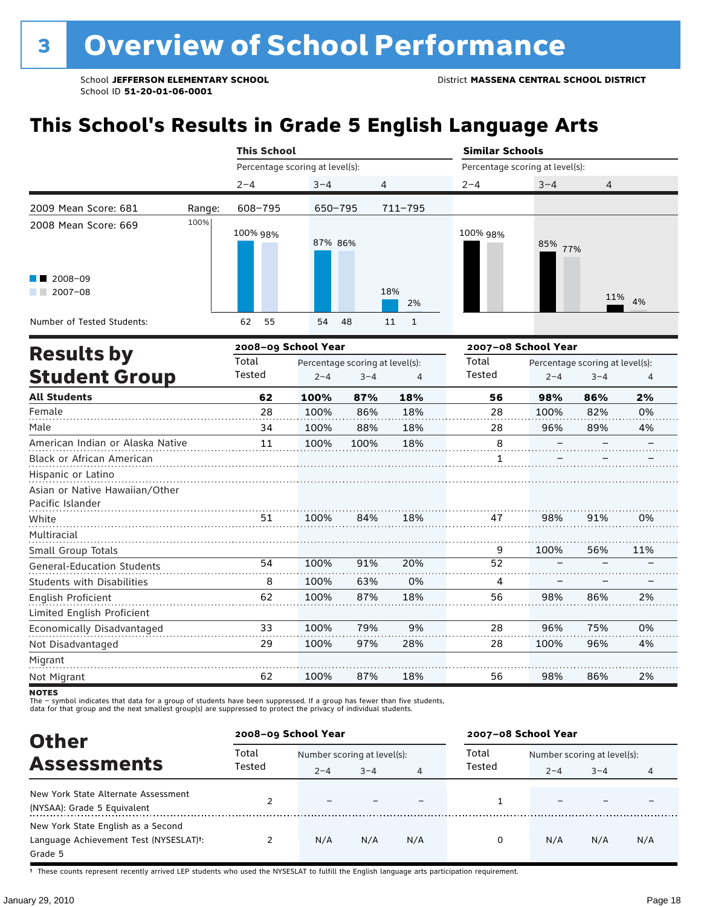# 3 Overview of School Performance

School **JEFFERSON ELEMENTARY SCHOOL**
School ID **51-20-01-06-0001**

District **MASSENA CENTRAL SCHOOL DISTRICT**

## This School's Results in Grade 5 English Language Arts

| | | This School | | | Similar Schools | | |
|---|---|---|---|---|---|---|---|
| | | Percentage scoring at level(s): | | | Percentage scoring at level(s): | | |
| | | 2–4 | 3–4 | 4 | 2–4 | 3–4 | 4 |
| 2009 Mean Score: 681 | Range: | 608–795 | 650–795 | 711–795 | | | |
| 2008 Mean Score: 669 | 2008–09 | 100% | 87% | 18% | 100% | 85% | 11% |
| | 2007–08 | 98% | 86% | 2% | 98% | 77% | 4% |
| Number of Tested Students: | 2008–09 | 62 | 54 | 11 | | | |
| | 2007–08 | 55 | 48 | 1 | | | |

## Results by Student Group

| | 2008–09 School Year | | | | 2007–08 School Year | | | |
|---|---|---|---|---|---|---|---|---|
| | Total Tested | Percentage scoring at level(s): 2–4 | 3–4 | 4 | Total Tested | Percentage scoring at level(s): 2–4 | 3–4 | 4 |
| **All Students** | **62** | **100%** | **87%** | **18%** | **56** | **98%** | **86%** | **2%** |
| Female | 28 | 100% | 86% | 18% | 28 | 100% | 82% | 0% |
| Male | 34 | 100% | 88% | 18% | 28 | 96% | 89% | 4% |
| American Indian or Alaska Native | 11 | 100% | 100% | 18% | 8 | – | – | – |
| Black or African American | | | | | 1 | – | – | – |
| Hispanic or Latino | | | | | | | | |
| Asian or Native Hawaiian/Other Pacific Islander | | | | | | | | |
| White | 51 | 100% | 84% | 18% | 47 | 98% | 91% | 0% |
| Multiracial | | | | | | | | |
| Small Group Totals | | | | | 9 | 100% | 56% | 11% |
| General-Education Students | 54 | 100% | 91% | 20% | 52 | – | – | – |
| Students with Disabilities | 8 | 100% | 63% | 0% | 4 | – | – | – |
| English Proficient | 62 | 100% | 87% | 18% | 56 | 98% | 86% | 2% |
| Limited English Proficient | | | | | | | | |
| Economically Disadvantaged | 33 | 100% | 79% | 9% | 28 | 96% | 75% | 0% |
| Not Disadvantaged | 29 | 100% | 97% | 28% | 28 | 100% | 96% | 4% |
| Migrant | | | | | | | | |
| Not Migrant | 62 | 100% | 87% | 18% | 56 | 98% | 86% | 2% |

**NOTES**
The – symbol indicates that data for a group of students have been suppressed. If a group has fewer than five students, data for that group and the next smallest group(s) are suppressed to protect the privacy of individual students.

## Other Assessments

| | 2008–09 School Year | | | | 2007–08 School Year | | | |
|---|---|---|---|---|---|---|---|---|
| | Total Tested | Number scoring at level(s): 2–4 | 3–4 | 4 | Total Tested | Number scoring at level(s): 2–4 | 3–4 | 4 |
| New York State Alternate Assessment (NYSAA): Grade 5 Equivalent | 2 | – | – | – | 1 | – | – | – |
| New York State English as a Second Language Achievement Test (NYSESLAT)†: Grade 5 | 2 | N/A | N/A | N/A | 0 | N/A | N/A | N/A |

† These counts represent recently arrived LEP students who used the NYSESLAT to fulfill the English language arts participation requirement.

January 29, 2010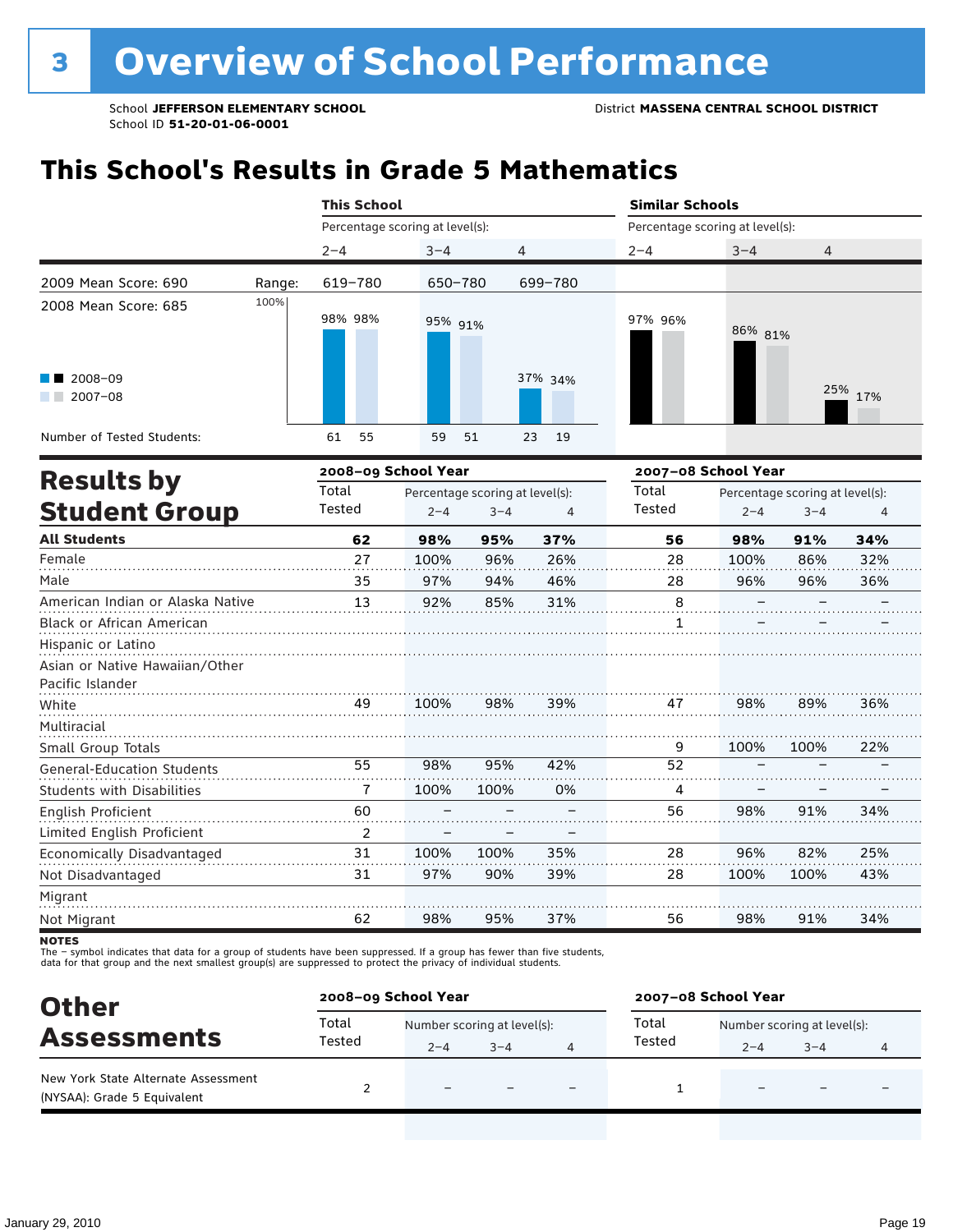# 3 Overview of School Performance

School **JEFFERSON ELEMENTARY SCHOOL**
School ID **51-20-01-06-0001**

District **MASSENA CENTRAL SCHOOL DISTRICT**

## This School's Results in Grade 5 Mathematics

| | | This School | | | Similar Schools | | |
|---|---|---|---|---|---|---|---|
| | | Percentage scoring at level(s): | | | Percentage scoring at level(s): | | |
| | | 2–4 | 3–4 | 4 | 2–4 | 3–4 | 4 |
| 2009 Mean Score: 690 | Range: | 619–780 | 650–780 | 699–780 | | | |
| 2008 Mean Score: 685 | | | | | | | |
| 2008–09 | | 98% | 95% | 37% | 97% | 86% | 25% |
| 2007–08 | | 98% | 91% | 34% | 96% | 81% | 17% |
| Number of Tested Students: 2008–09 | | 61 | 59 | 23 | | | |
| Number of Tested Students: 2007–08 | | 55 | 51 | 19 | | | |

## Results by Student Group

| | 2008–09 School Year | | | | 2007–08 School Year | | | |
|---|---|---|---|---|---|---|---|---|
| | Total Tested | Percentage scoring at level(s): 2–4 | 3–4 | 4 | Total Tested | Percentage scoring at level(s): 2–4 | 3–4 | 4 |
| **All Students** | **62** | **98%** | **95%** | **37%** | **56** | **98%** | **91%** | **34%** |
| Female | 27 | 100% | 96% | 26% | 28 | 100% | 86% | 32% |
| Male | 35 | 97% | 94% | 46% | 28 | 96% | 96% | 36% |
| American Indian or Alaska Native | 13 | 92% | 85% | 31% | 8 | – | – | – |
| Black or African American | | | | | 1 | – | – | – |
| Hispanic or Latino | | | | | | | | |
| Asian or Native Hawaiian/Other Pacific Islander | | | | | | | | |
| White | 49 | 100% | 98% | 39% | 47 | 98% | 89% | 36% |
| Multiracial | | | | | | | | |
| Small Group Totals | | | | | 9 | 100% | 100% | 22% |
| General-Education Students | 55 | 98% | 95% | 42% | 52 | – | – | – |
| Students with Disabilities | 7 | 100% | 100% | 0% | 4 | – | – | – |
| English Proficient | 60 | – | – | – | 56 | 98% | 91% | 34% |
| Limited English Proficient | 2 | – | – | – | | | | |
| Economically Disadvantaged | 31 | 100% | 100% | 35% | 28 | 96% | 82% | 25% |
| Not Disadvantaged | 31 | 97% | 90% | 39% | 28 | 100% | 100% | 43% |
| Migrant | | | | | | | | |
| Not Migrant | 62 | 98% | 95% | 37% | 56 | 98% | 91% | 34% |

**NOTES**
The – symbol indicates that data for a group of students have been suppressed. If a group has fewer than five students, data for that group and the next smallest group(s) are suppressed to protect the privacy of individual students.

## Other Assessments

| | 2008–09 School Year | | | | 2007–08 School Year | | | |
|---|---|---|---|---|---|---|---|---|
| | Total Tested | Number scoring at level(s): 2–4 | 3–4 | 4 | Total Tested | Number scoring at level(s): 2–4 | 3–4 | 4 |
| New York State Alternate Assessment (NYSAA): Grade 5 Equivalent | 2 | – | – | – | 1 | – | – | – |

January 29, 2010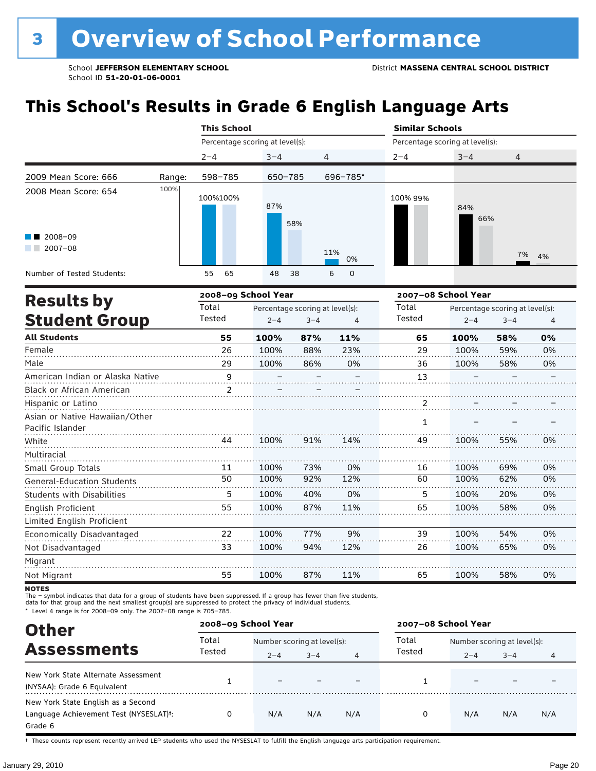# 3 Overview of School Performance

School **JEFFERSON ELEMENTARY SCHOOL** District **MASSENA CENTRAL SCHOOL DISTRICT**
School ID **51-20-01-06-0001**

## This School's Results in Grade 6 English Language Arts

| | | This School | | | Similar Schools | | |
|---|---|---|---|---|---|---|---|
| | | Percentage scoring at level(s): | | | Percentage scoring at level(s): | | |
| | | 2–4 | 3–4 | 4 | 2–4 | 3–4 | 4 |
| 2009 Mean Score: 666 | Range: | 598–785 | 650–785 | 696–785* | | | |
| 2008 Mean Score: 654 | 2008–09 | 100% | 87% | 11% | 100% | 84% | 7% |
| | 2007–08 | 100% | 58% | 0% | 99% | 66% | 4% |
| Number of Tested Students: | 2008–09 | 55 | 48 | 6 | | | |
| | 2007–08 | 65 | 38 | 0 | | | |

## Results by Student Group

| | 2008–09 School Year | | | | 2007–08 School Year | | | |
|---|---|---|---|---|---|---|---|---|
| | Total Tested | Percentage scoring at level(s): 2–4 | 3–4 | 4 | Total Tested | Percentage scoring at level(s): 2–4 | 3–4 | 4 |
| **All Students** | **55** | **100%** | **87%** | **11%** | **65** | **100%** | **58%** | **0%** |
| Female | 26 | 100% | 88% | 23% | 29 | 100% | 59% | 0% |
| Male | 29 | 100% | 86% | 0% | 36 | 100% | 58% | 0% |
| American Indian or Alaska Native | 9 | – | – | – | 13 | – | – | – |
| Black or African American | 2 | – | – | – | | | | |
| Hispanic or Latino | | | | | 2 | – | – | – |
| Asian or Native Hawaiian/Other Pacific Islander | | | | | 1 | – | – | – |
| White | 44 | 100% | 91% | 14% | 49 | 100% | 55% | 0% |
| Multiracial | | | | | | | | |
| Small Group Totals | 11 | 100% | 73% | 0% | 16 | 100% | 69% | 0% |
| General-Education Students | 50 | 100% | 92% | 12% | 60 | 100% | 62% | 0% |
| Students with Disabilities | 5 | 100% | 40% | 0% | 5 | 100% | 20% | 0% |
| English Proficient | 55 | 100% | 87% | 11% | 65 | 100% | 58% | 0% |
| Limited English Proficient | | | | | | | | |
| Economically Disadvantaged | 22 | 100% | 77% | 9% | 39 | 100% | 54% | 0% |
| Not Disadvantaged | 33 | 100% | 94% | 12% | 26 | 100% | 65% | 0% |
| Migrant | | | | | | | | |
| Not Migrant | 55 | 100% | 87% | 11% | 65 | 100% | 58% | 0% |

**NOTES**
The – symbol indicates that data for a group of students have been suppressed. If a group has fewer than five students, data for that group and the next smallest group(s) are suppressed to protect the privacy of individual students.
* Level 4 range is for 2008–09 only. The 2007–08 range is 705–785.

## Other Assessments

| | 2008–09 School Year | | | | 2007–08 School Year | | | |
|---|---|---|---|---|---|---|---|---|
| | Total Tested | Number scoring at level(s): 2–4 | 3–4 | 4 | Total Tested | Number scoring at level(s): 2–4 | 3–4 | 4 |
| New York State Alternate Assessment (NYSAA): Grade 6 Equivalent | 1 | – | – | – | 1 | – | – | – |
| New York State English as a Second Language Achievement Test (NYSESLAT)†: Grade 6 | 0 | N/A | N/A | N/A | 0 | N/A | N/A | N/A |

† These counts represent recently arrived LEP students who used the NYSESLAT to fulfill the English language arts participation requirement.

January 29, 2010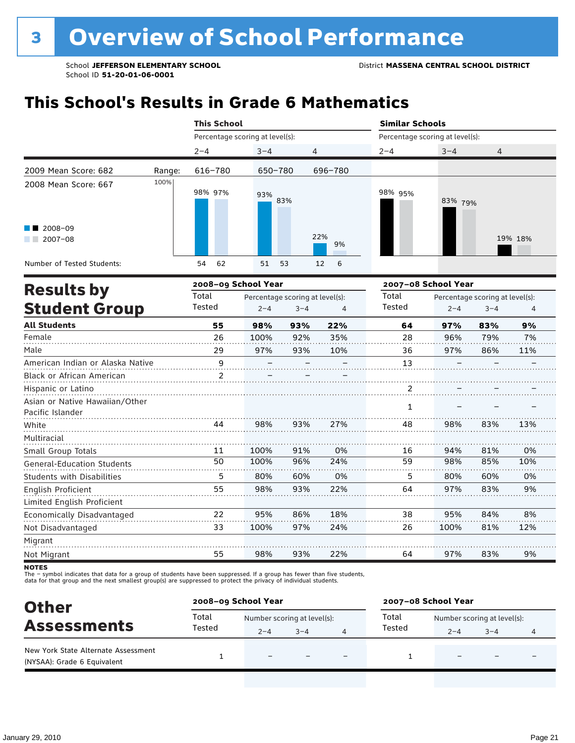# 3 Overview of School Performance

School **JEFFERSON ELEMENTARY SCHOOL**
School ID **51-20-01-06-0001**

District **MASSENA CENTRAL SCHOOL DISTRICT**

## This School's Results in Grade 6 Mathematics

| | | This School | | | Similar Schools | | |
|---|---|---|---|---|---|---|---|
| | | Percentage scoring at level(s): | | | Percentage scoring at level(s): | | |
| | | 2–4 | 3–4 | 4 | 2–4 | 3–4 | 4 |
| 2009 Mean Score: 682 | Range: | 616–780 | 650–780 | 696–780 | | | |
| 2008 Mean Score: 667 | 2008–09 | 98% | 93% | 22% | 98% | 83% | 19% |
| | 2007–08 | 97% | 83% | 9% | 95% | 79% | 18% |
| Number of Tested Students: | 2008–09 | 54 | 51 | 12 | | | |
| | 2007–08 | 62 | 53 | 6 | | | |

## Results by Student Group

| | 2008–09 School Year | | | | 2007–08 School Year | | | |
|---|---|---|---|---|---|---|---|---|
| | Total Tested | Percentage scoring at level(s): | | | Total Tested | Percentage scoring at level(s): | | |
| | | 2–4 | 3–4 | 4 | | 2–4 | 3–4 | 4 |
| **All Students** | **55** | **98%** | **93%** | **22%** | **64** | **97%** | **83%** | **9%** |
| Female | 26 | 100% | 92% | 35% | 28 | 96% | 79% | 7% |
| Male | 29 | 97% | 93% | 10% | 36 | 97% | 86% | 11% |
| American Indian or Alaska Native | 9 | – | – | – | 13 | – | – | – |
| Black or African American | 2 | – | – | – | | | | |
| Hispanic or Latino | | | | | 2 | – | – | – |
| Asian or Native Hawaiian/Other Pacific Islander | | | | | 1 | – | – | – |
| White | 44 | 98% | 93% | 27% | 48 | 98% | 83% | 13% |
| Multiracial | | | | | | | | |
| Small Group Totals | 11 | 100% | 91% | 0% | 16 | 94% | 81% | 0% |
| General-Education Students | 50 | 100% | 96% | 24% | 59 | 98% | 85% | 10% |
| Students with Disabilities | 5 | 80% | 60% | 0% | 5 | 80% | 60% | 0% |
| English Proficient | 55 | 98% | 93% | 22% | 64 | 97% | 83% | 9% |
| Limited English Proficient | | | | | | | | |
| Economically Disadvantaged | 22 | 95% | 86% | 18% | 38 | 95% | 84% | 8% |
| Not Disadvantaged | 33 | 100% | 97% | 24% | 26 | 100% | 81% | 12% |
| Migrant | | | | | | | | |
| Not Migrant | 55 | 98% | 93% | 22% | 64 | 97% | 83% | 9% |

**NOTES**
The – symbol indicates that data for a group of students have been suppressed. If a group has fewer than five students, data for that group and the next smallest group(s) are suppressed to protect the privacy of individual students.

## Other Assessments

| | 2008–09 School Year | | | | 2007–08 School Year | | | |
|---|---|---|---|---|---|---|---|---|
| | Total Tested | Number scoring at level(s): | | | Total Tested | Number scoring at level(s): | | |
| | | 2–4 | 3–4 | 4 | | 2–4 | 3–4 | 4 |
| New York State Alternate Assessment (NYSAA): Grade 6 Equivalent | 1 | – | – | – | 1 | – | – | – |

January 29, 2010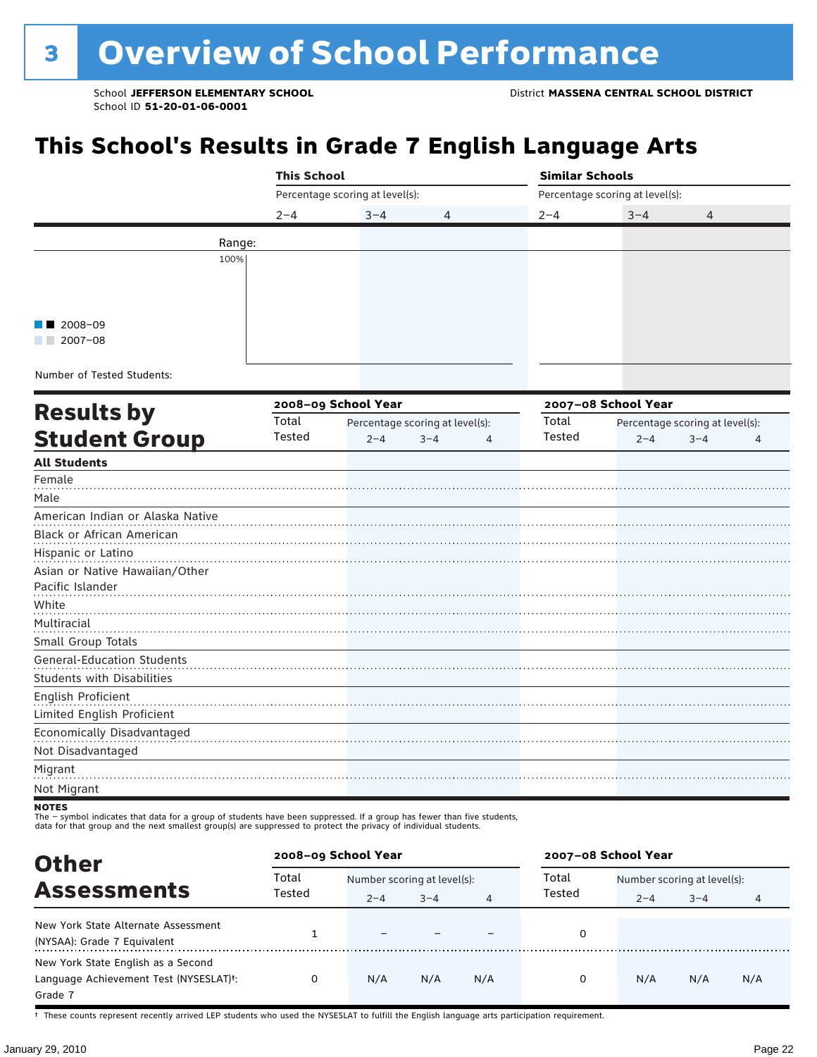# 3 Overview of School Performance

School **JEFFERSON ELEMENTARY SCHOOL**
School ID **51-20-01-06-0001**

District **MASSENA CENTRAL SCHOOL DISTRICT**

## This School's Results in Grade 7 English Language Arts

| | This School | | | Similar Schools | | |
|---|---|---|---|---|---|---|
| | Percentage scoring at level(s): | | | Percentage scoring at level(s): | | |
| | 2–4 | 3–4 | 4 | 2–4 | 3–4 | 4 |
| Range: | | | | | | |
| 100% | | | | | | |
| Number of Tested Students: | | | | | | |

■■ 2008–09
■■ 2007–08

## Results by Student Group

| | 2008–09 School Year | | | | 2007–08 School Year | | | |
|---|---|---|---|---|---|---|---|---|
| | Total Tested | Percentage scoring at level(s): | | | Total Tested | Percentage scoring at level(s): | | |
| | | 2–4 | 3–4 | 4 | | 2–4 | 3–4 | 4 |
| **All Students** | | | | | | | | |
| Female | | | | | | | | |
| Male | | | | | | | | |
| American Indian or Alaska Native | | | | | | | | |
| Black or African American | | | | | | | | |
| Hispanic or Latino | | | | | | | | |
| Asian or Native Hawaiian/Other Pacific Islander | | | | | | | | |
| White | | | | | | | | |
| Multiracial | | | | | | | | |
| Small Group Totals | | | | | | | | |
| General-Education Students | | | | | | | | |
| Students with Disabilities | | | | | | | | |
| English Proficient | | | | | | | | |
| Limited English Proficient | | | | | | | | |
| Economically Disadvantaged | | | | | | | | |
| Not Disadvantaged | | | | | | | | |
| Migrant | | | | | | | | |
| Not Migrant | | | | | | | | |

**NOTES**
The – symbol indicates that data for a group of students have been suppressed. If a group has fewer than five students, data for that group and the next smallest group(s) are suppressed to protect the privacy of individual students.

## Other Assessments

| | 2008–09 School Year | | | | 2007–08 School Year | | | |
|---|---|---|---|---|---|---|---|---|
| | Total Tested | Number scoring at level(s): | | | Total Tested | Number scoring at level(s): | | |
| | | 2–4 | 3–4 | 4 | | 2–4 | 3–4 | 4 |
| New York State Alternate Assessment (NYSAA): Grade 7 Equivalent | 1 | – | – | – | 0 | | | |
| New York State English as a Second Language Achievement Test (NYSESLAT)†: Grade 7 | 0 | N/A | N/A | N/A | 0 | N/A | N/A | N/A |

† These counts represent recently arrived LEP students who used the NYSESLAT to fulfill the English language arts participation requirement.

January 29, 2010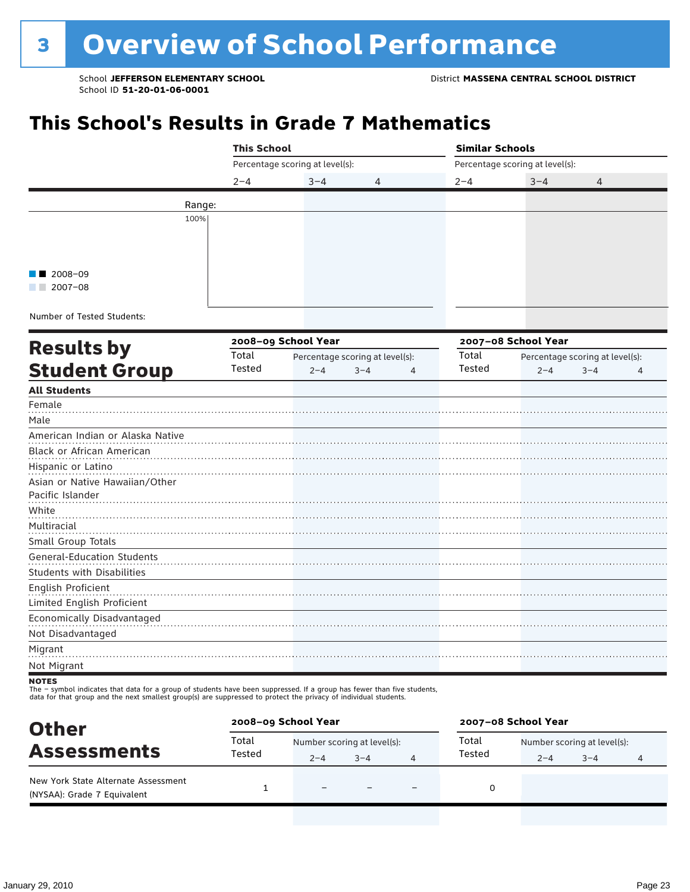# 3 Overview of School Performance

School **JEFFERSON ELEMENTARY SCHOOL**
School ID **51-20-01-06-0001**

District **MASSENA CENTRAL SCHOOL DISTRICT**

## This School's Results in Grade 7 Mathematics

This School

Percentage scoring at level(s):

2–4 3–4 4

Similar Schools

Percentage scoring at level(s):

2–4 3–4 4

Range:

100%

2008–09

2007–08

Number of Tested Students:

## Results by Student Group

| | 2008–09 School Year | | | | 2007–08 School Year | | | |
|---|---|---|---|---|---|---|---|---|
| | Total Tested | Percentage scoring at level(s): 2–4 | 3–4 | 4 | Total Tested | Percentage scoring at level(s): 2–4 | 3–4 | 4 |
| **All Students** | | | | | | | | |
| Female | | | | | | | | |
| Male | | | | | | | | |
| American Indian or Alaska Native | | | | | | | | |
| Black or African American | | | | | | | | |
| Hispanic or Latino | | | | | | | | |
| Asian or Native Hawaiian/Other Pacific Islander | | | | | | | | |
| White | | | | | | | | |
| Multiracial | | | | | | | | |
| Small Group Totals | | | | | | | | |
| General-Education Students | | | | | | | | |
| Students with Disabilities | | | | | | | | |
| English Proficient | | | | | | | | |
| Limited English Proficient | | | | | | | | |
| Economically Disadvantaged | | | | | | | | |
| Not Disadvantaged | | | | | | | | |
| Migrant | | | | | | | | |
| Not Migrant | | | | | | | | |

**NOTES**
The – symbol indicates that data for a group of students have been suppressed. If a group has fewer than five students, data for that group and the next smallest group(s) are suppressed to protect the privacy of individual students.

## Other Assessments

| | 2008–09 School Year | | | | 2007–08 School Year | | | |
|---|---|---|---|---|---|---|---|---|
| | Total Tested | Number scoring at level(s): 2–4 | 3–4 | 4 | Total Tested | Number scoring at level(s): 2–4 | 3–4 | 4 |
| New York State Alternate Assessment (NYSAA): Grade 7 Equivalent | 1 | – | – | – | 0 | | | |

January 29, 2010